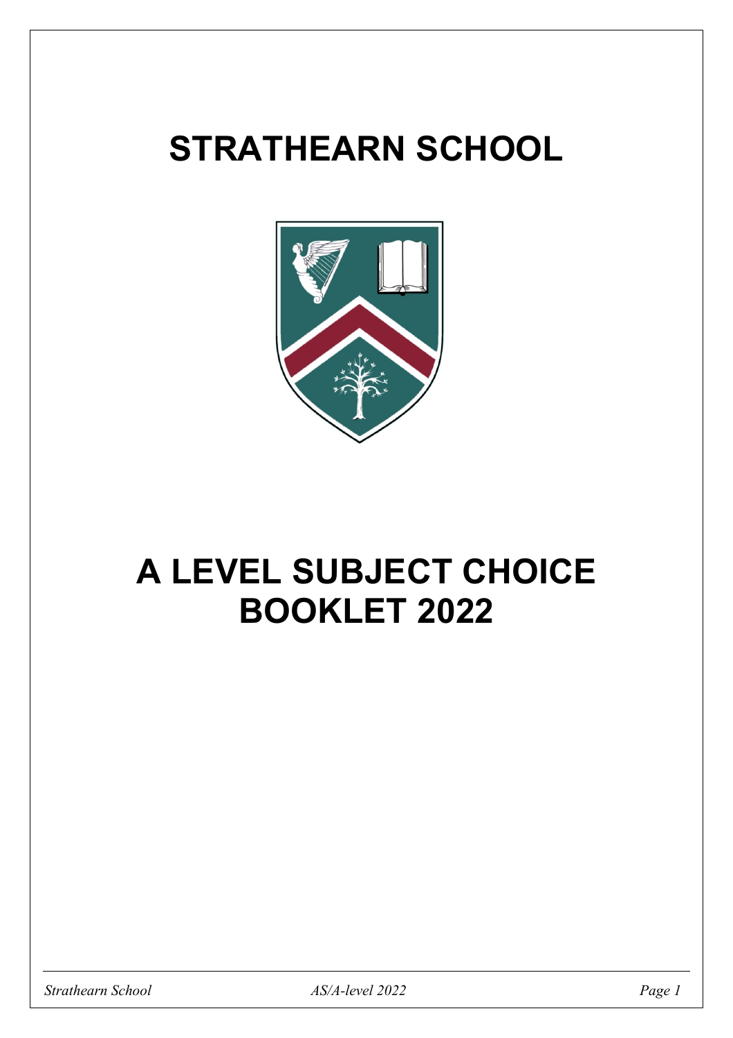# STRATHEARN SCHOOL

# A LEVEL SUBJECT CHOICE BOOKLET 2022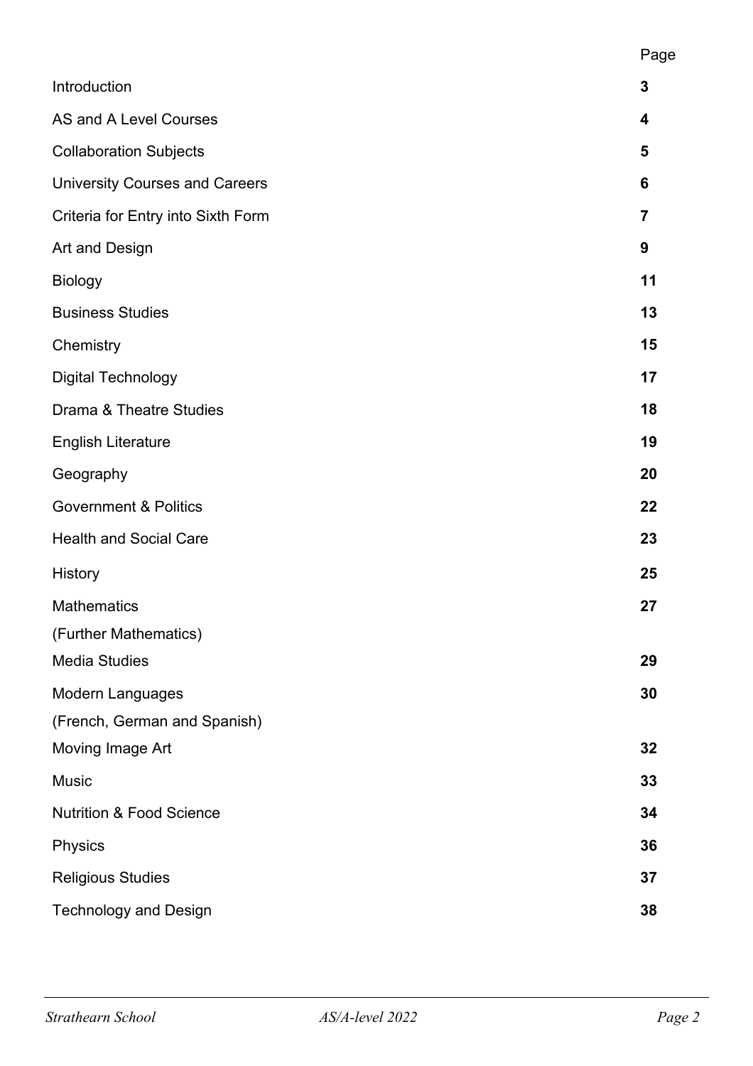| | Page |
|---|---|
| Introduction | **3** |
| AS and A Level Courses | **4** |
| Collaboration Subjects | **5** |
| University Courses and Careers | **6** |
| Criteria for Entry into Sixth Form | **7** |
| Art and Design | **9** |
| Biology | **11** |
| Business Studies | **13** |
| Chemistry | **15** |
| Digital Technology | **17** |
| Drama & Theatre Studies | **18** |
| English Literature | **19** |
| Geography | **20** |
| Government & Politics | **22** |
| Health and Social Care | **23** |
| History | **25** |
| Mathematics<br>(Further Mathematics) | **27** |
| Media Studies | **29** |
| Modern Languages<br>(French, German and Spanish) | **30** |
| Moving Image Art | **32** |
| Music | **33** |
| Nutrition & Food Science | **34** |
| Physics | **36** |
| Religious Studies | **37** |
| Technology and Design | **38** |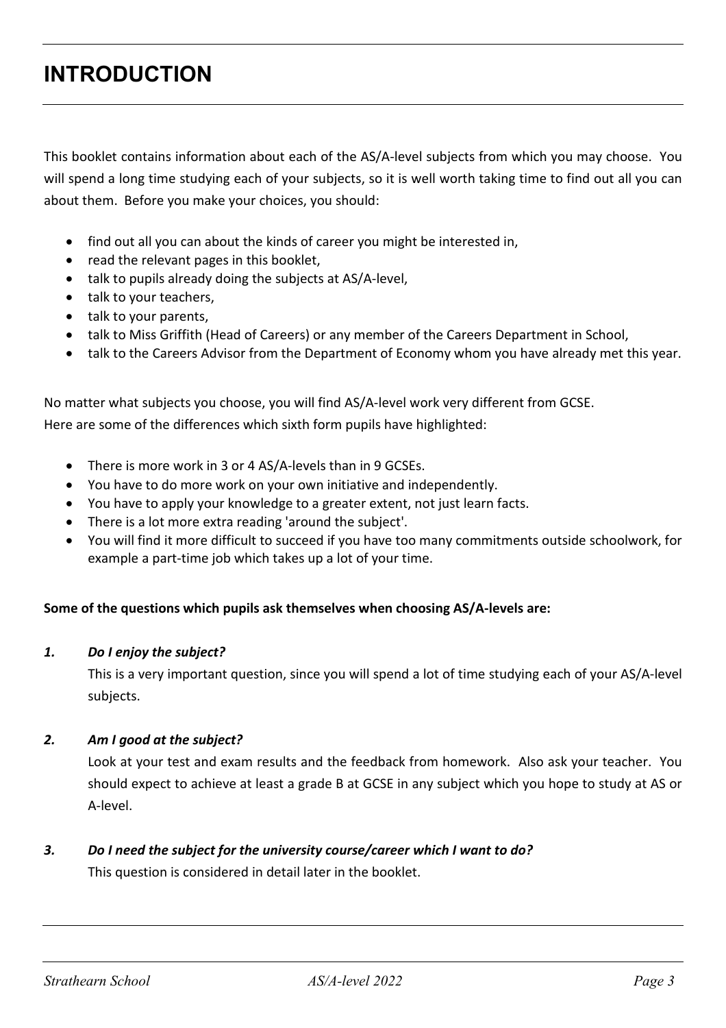# INTRODUCTION

This booklet contains information about each of the AS/A-level subjects from which you may choose. You will spend a long time studying each of your subjects, so it is well worth taking time to find out all you can about them. Before you make your choices, you should:

- find out all you can about the kinds of career you might be interested in,
- read the relevant pages in this booklet,
- talk to pupils already doing the subjects at AS/A-level,
- talk to your teachers,
- talk to your parents,
- talk to Miss Griffith (Head of Careers) or any member of the Careers Department in School,
- talk to the Careers Advisor from the Department of Economy whom you have already met this year.

No matter what subjects you choose, you will find AS/A-level work very different from GCSE.
Here are some of the differences which sixth form pupils have highlighted:

- There is more work in 3 or 4 AS/A-levels than in 9 GCSEs.
- You have to do more work on your own initiative and independently.
- You have to apply your knowledge to a greater extent, not just learn facts.
- There is a lot more extra reading 'around the subject'.
- You will find it more difficult to succeed if you have too many commitments outside schoolwork, for example a part-time job which takes up a lot of your time.

**Some of the questions which pupils ask themselves when choosing AS/A-levels are:**

***1. Do I enjoy the subject?***

This is a very important question, since you will spend a lot of time studying each of your AS/A-level subjects.

***2. Am I good at the subject?***

Look at your test and exam results and the feedback from homework. Also ask your teacher. You should expect to achieve at least a grade B at GCSE in any subject which you hope to study at AS or A-level.

***3. Do I need the subject for the university course/career which I want to do?***

This question is considered in detail later in the booklet.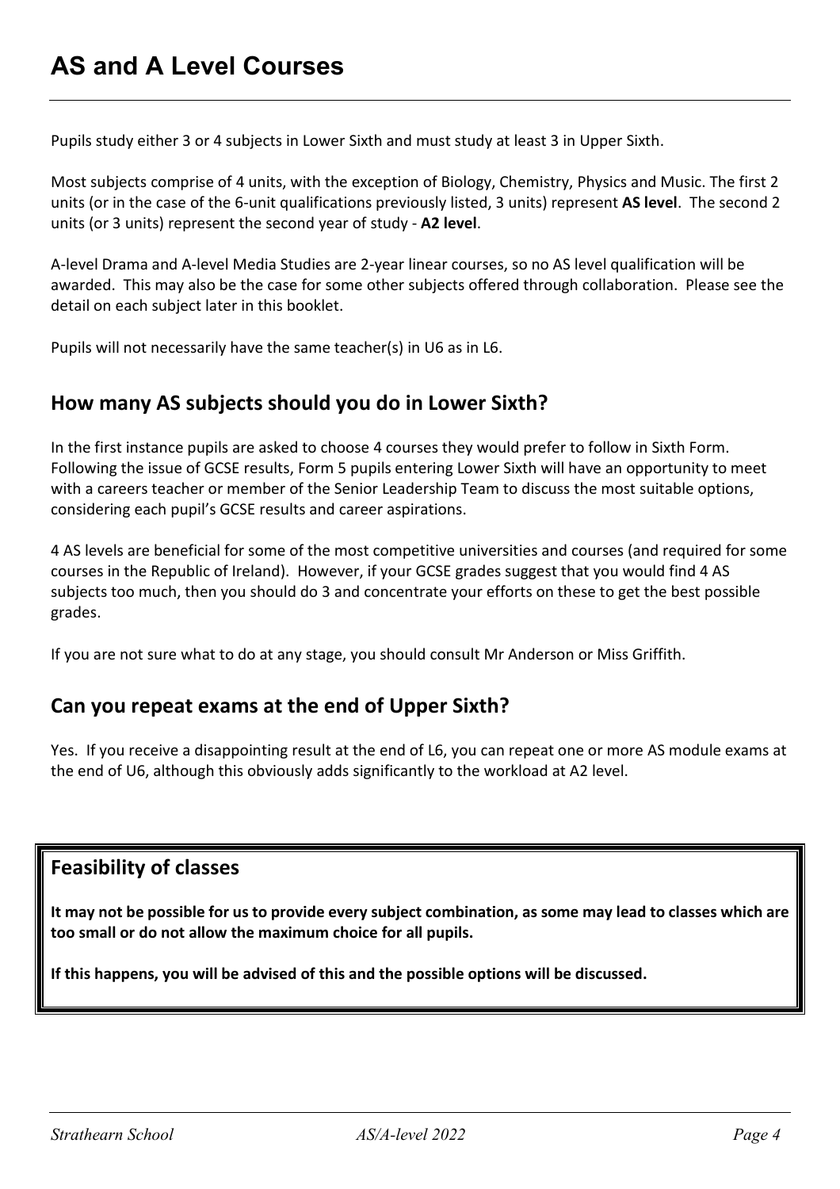# AS and A Level Courses

Pupils study either 3 or 4 subjects in Lower Sixth and must study at least 3 in Upper Sixth.

Most subjects comprise of 4 units, with the exception of Biology, Chemistry, Physics and Music. The first 2 units (or in the case of the 6-unit qualifications previously listed, 3 units) represent **AS level**. The second 2 units (or 3 units) represent the second year of study - **A2 level**.

A-level Drama and A-level Media Studies are 2-year linear courses, so no AS level qualification will be awarded. This may also be the case for some other subjects offered through collaboration. Please see the detail on each subject later in this booklet.

Pupils will not necessarily have the same teacher(s) in U6 as in L6.

## How many AS subjects should you do in Lower Sixth?

In the first instance pupils are asked to choose 4 courses they would prefer to follow in Sixth Form. Following the issue of GCSE results, Form 5 pupils entering Lower Sixth will have an opportunity to meet with a careers teacher or member of the Senior Leadership Team to discuss the most suitable options, considering each pupil's GCSE results and career aspirations.

4 AS levels are beneficial for some of the most competitive universities and courses (and required for some courses in the Republic of Ireland). However, if your GCSE grades suggest that you would find 4 AS subjects too much, then you should do 3 and concentrate your efforts on these to get the best possible grades.

If you are not sure what to do at any stage, you should consult Mr Anderson or Miss Griffith.

## Can you repeat exams at the end of Upper Sixth?

Yes. If you receive a disappointing result at the end of L6, you can repeat one or more AS module exams at the end of U6, although this obviously adds significantly to the workload at A2 level.

## Feasibility of classes

**It may not be possible for us to provide every subject combination, as some may lead to classes which are too small or do not allow the maximum choice for all pupils.**

**If this happens, you will be advised of this and the possible options will be discussed.**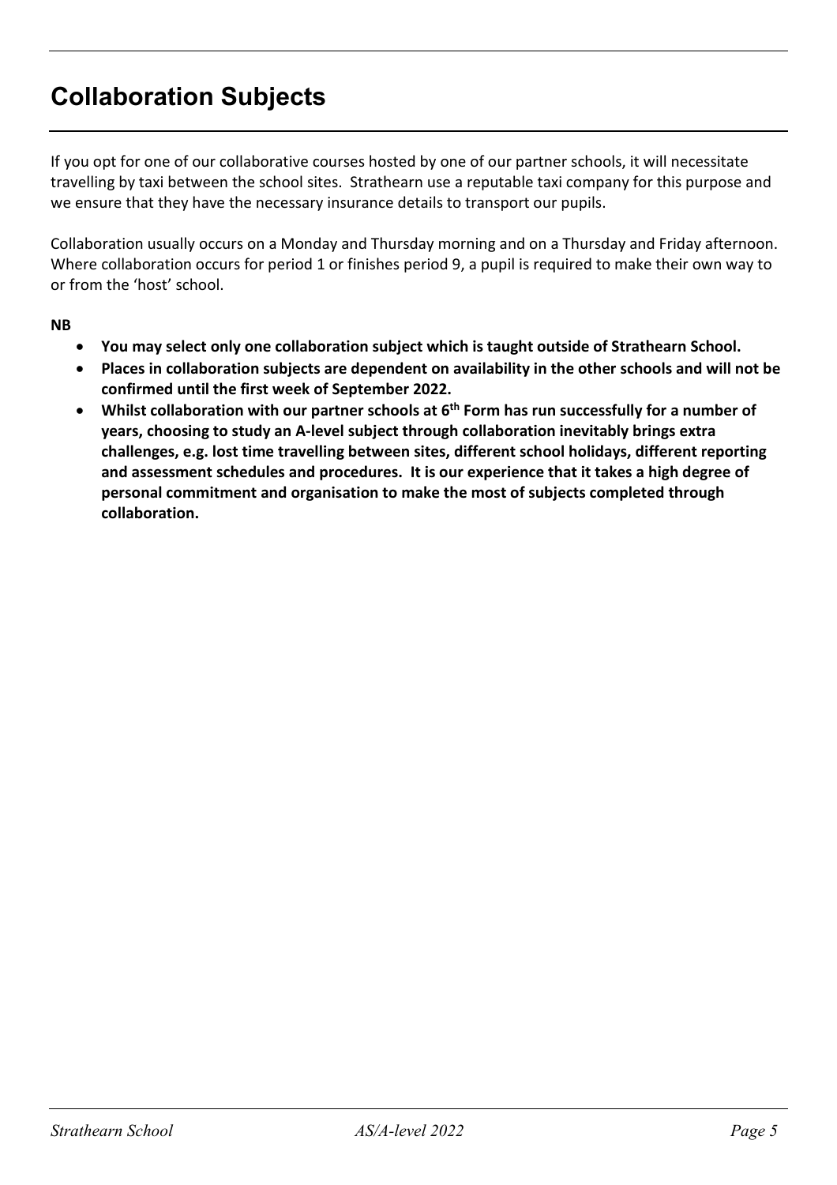# Collaboration Subjects

If you opt for one of our collaborative courses hosted by one of our partner schools, it will necessitate travelling by taxi between the school sites. Strathearn use a reputable taxi company for this purpose and we ensure that they have the necessary insurance details to transport our pupils.

Collaboration usually occurs on a Monday and Thursday morning and on a Thursday and Friday afternoon. Where collaboration occurs for period 1 or finishes period 9, a pupil is required to make their own way to or from the 'host' school.

**NB**

- **You may select only one collaboration subject which is taught outside of Strathearn School.**
- **Places in collaboration subjects are dependent on availability in the other schools and will not be confirmed until the first week of September 2022.**
- **Whilst collaboration with our partner schools at 6th Form has run successfully for a number of years, choosing to study an A-level subject through collaboration inevitably brings extra challenges, e.g. lost time travelling between sites, different school holidays, different reporting and assessment schedules and procedures. It is our experience that it takes a high degree of personal commitment and organisation to make the most of subjects completed through collaboration.**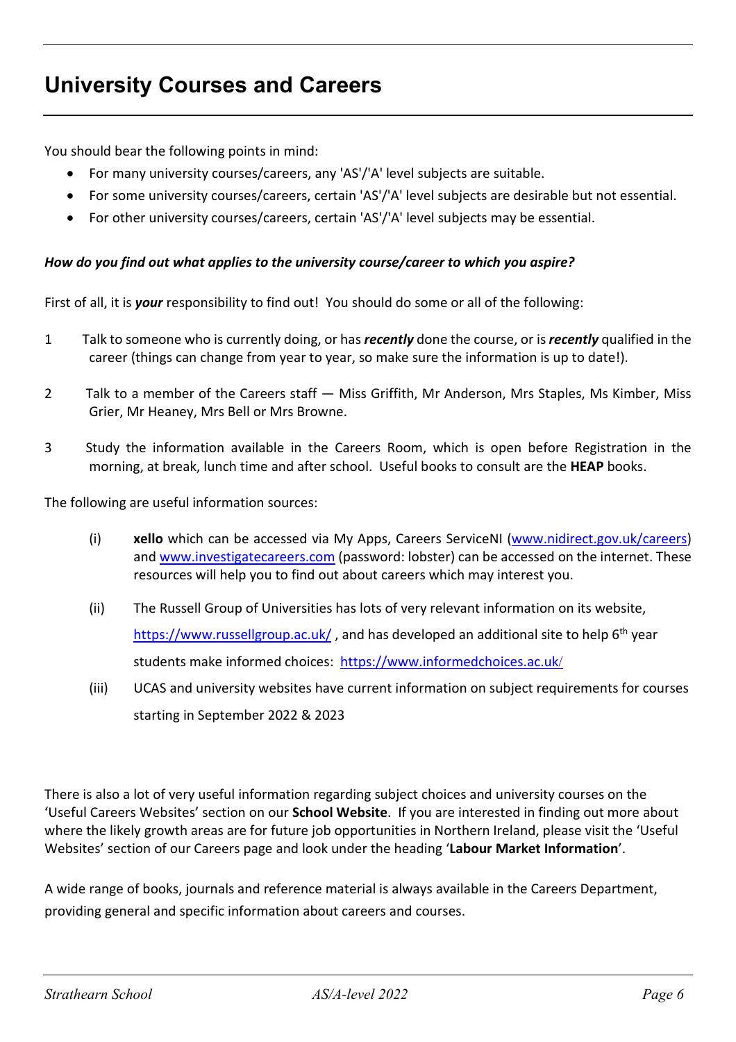# University Courses and Careers

You should bear the following points in mind:

- For many university courses/careers, any 'AS'/'A' level subjects are suitable.
- For some university courses/careers, certain 'AS'/'A' level subjects are desirable but not essential.
- For other university courses/careers, certain 'AS'/'A' level subjects may be essential.

***How do you find out what applies to the university course/career to which you aspire?***

First of all, it is ***your*** responsibility to find out! You should do some or all of the following:

1. Talk to someone who is currently doing, or has ***recently*** done the course, or is ***recently*** qualified in the career (things can change from year to year, so make sure the information is up to date!).

2. Talk to a member of the Careers staff — Miss Griffith, Mr Anderson, Mrs Staples, Ms Kimber, Miss Grier, Mr Heaney, Mrs Bell or Mrs Browne.

3. Study the information available in the Careers Room, which is open before Registration in the morning, at break, lunch time and after school. Useful books to consult are the **HEAP** books.

The following are useful information sources:

(i) **xello** which can be accessed via My Apps, Careers ServiceNI (www.nidirect.gov.uk/careers) and www.investigatecareers.com (password: lobster) can be accessed on the internet. These resources will help you to find out about careers which may interest you.

(ii) The Russell Group of Universities has lots of very relevant information on its website, https://www.russellgroup.ac.uk/ , and has developed an additional site to help 6th year students make informed choices: https://www.informedchoices.ac.uk/

(iii) UCAS and university websites have current information on subject requirements for courses starting in September 2022 & 2023

There is also a lot of very useful information regarding subject choices and university courses on the 'Useful Careers Websites' section on our **School Website**. If you are interested in finding out more about where the likely growth areas are for future job opportunities in Northern Ireland, please visit the 'Useful Websites' section of our Careers page and look under the heading '**Labour Market Information**'.

A wide range of books, journals and reference material is always available in the Careers Department, providing general and specific information about careers and courses.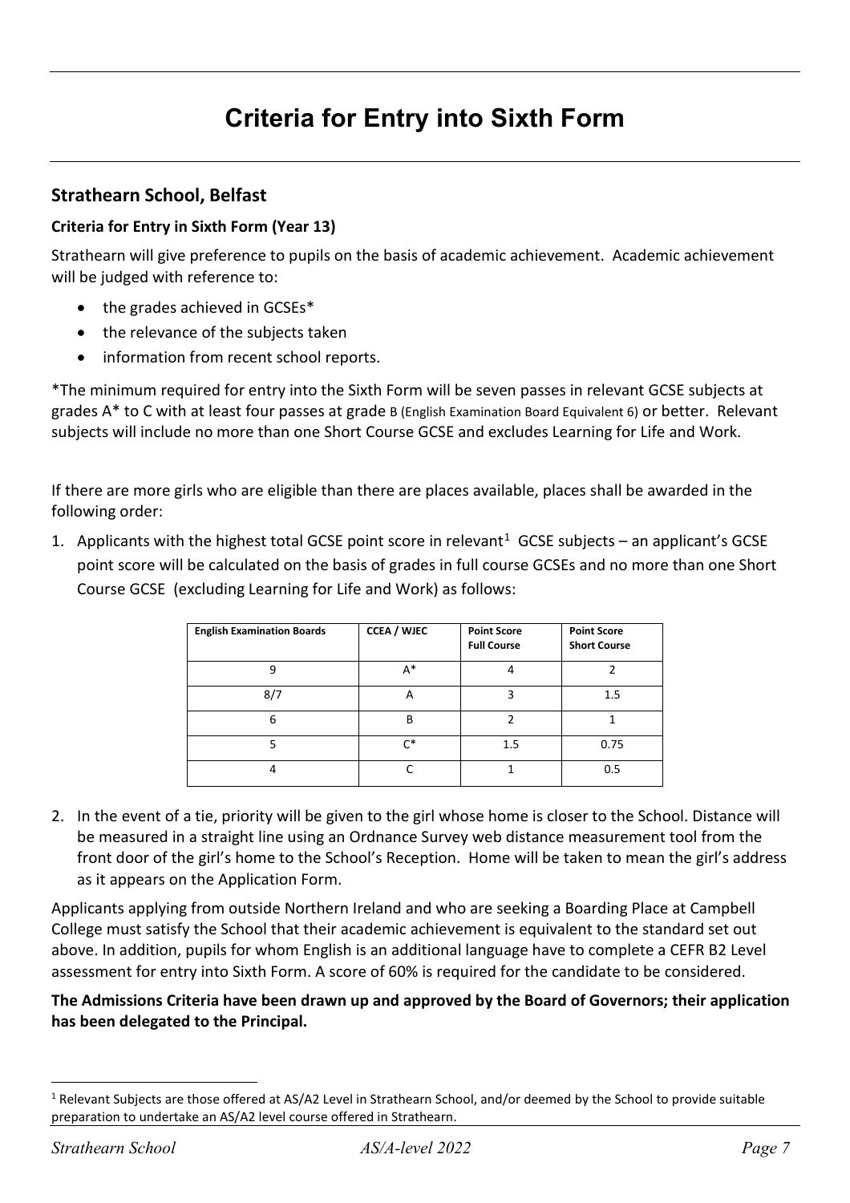# Criteria for Entry into Sixth Form

## Strathearn School, Belfast

### Criteria for Entry in Sixth Form (Year 13)

Strathearn will give preference to pupils on the basis of academic achievement. Academic achievement will be judged with reference to:

- the grades achieved in GCSEs*
- the relevance of the subjects taken
- information from recent school reports.

*The minimum required for entry into the Sixth Form will be seven passes in relevant GCSE subjects at grades A* to C with at least four passes at grade B (English Examination Board Equivalent 6) or better. Relevant subjects will include no more than one Short Course GCSE and excludes Learning for Life and Work.

If there are more girls who are eligible than there are places available, places shall be awarded in the following order:

1. Applicants with the highest total GCSE point score in relevant[1] GCSE subjects – an applicant's GCSE point score will be calculated on the basis of grades in full course GCSEs and no more than one Short Course GCSE (excluding Learning for Life and Work) as follows:

| English Examination Boards | CCEA / WJEC | Point Score Full Course | Point Score Short Course |
|---|---|---|---|
| 9 | A* | 4 | 2 |
| 8/7 | A | 3 | 1.5 |
| 6 | B | 2 | 1 |
| 5 | C* | 1.5 | 0.75 |
| 4 | C | 1 | 0.5 |

2. In the event of a tie, priority will be given to the girl whose home is closer to the School. Distance will be measured in a straight line using an Ordnance Survey web distance measurement tool from the front door of the girl's home to the School's Reception. Home will be taken to mean the girl's address as it appears on the Application Form.

Applicants applying from outside Northern Ireland and who are seeking a Boarding Place at Campbell College must satisfy the School that their academic achievement is equivalent to the standard set out above. In addition, pupils for whom English is an additional language have to complete a CEFR B2 Level assessment for entry into Sixth Form. A score of 60% is required for the candidate to be considered.

**The Admissions Criteria have been drawn up and approved by the Board of Governors; their application has been delegated to the Principal.**

---

[1] Relevant Subjects are those offered at AS/A2 Level in Strathearn School, and/or deemed by the School to provide suitable preparation to undertake an AS/A2 level course offered in Strathearn.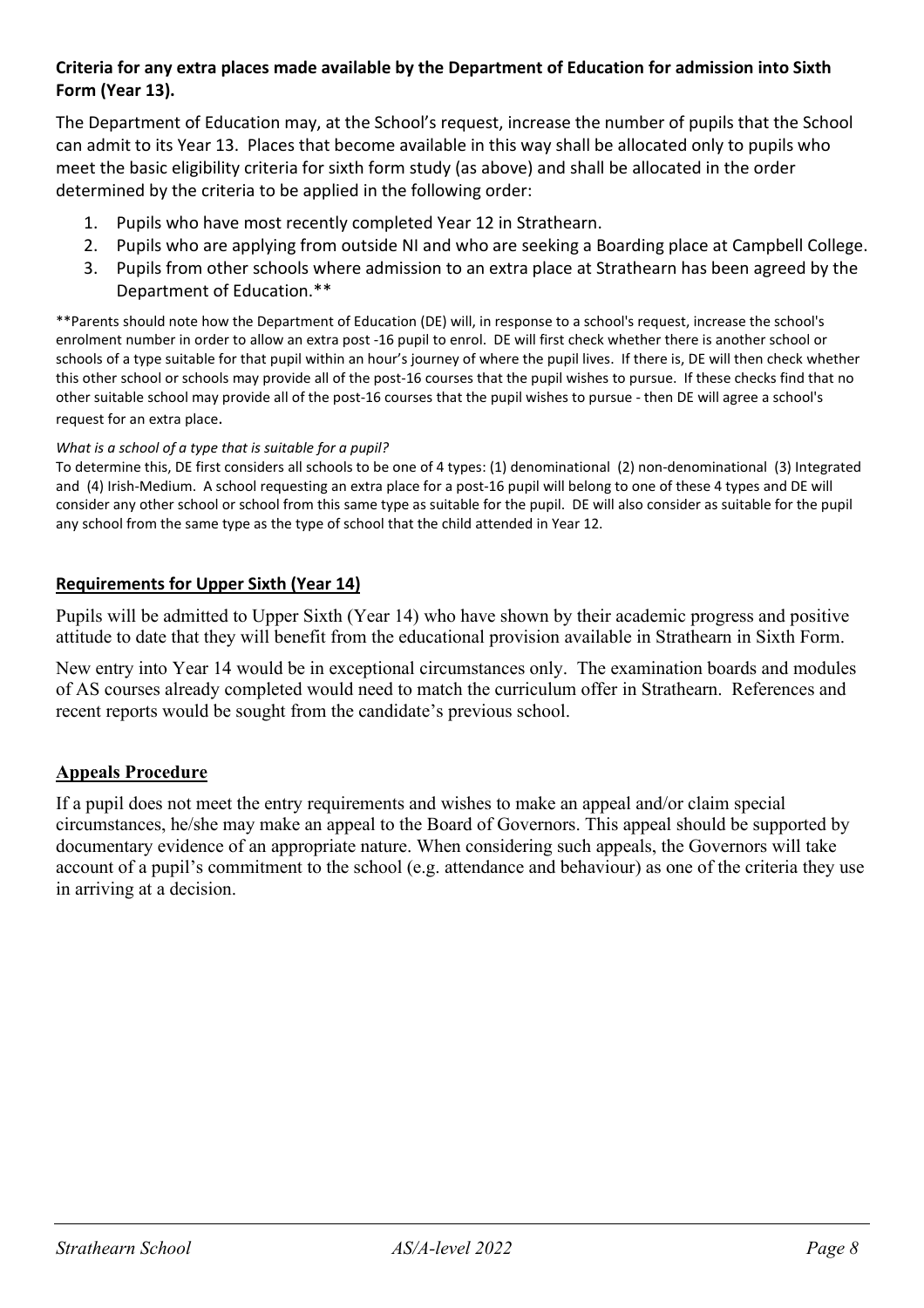**Criteria for any extra places made available by the Department of Education for admission into Sixth Form (Year 13).**

The Department of Education may, at the School's request, increase the number of pupils that the School can admit to its Year 13. Places that become available in this way shall be allocated only to pupils who meet the basic eligibility criteria for sixth form study (as above) and shall be allocated in the order determined by the criteria to be applied in the following order:

1. Pupils who have most recently completed Year 12 in Strathearn.
2. Pupils who are applying from outside NI and who are seeking a Boarding place at Campbell College.
3. Pupils from other schools where admission to an extra place at Strathearn has been agreed by the Department of Education.**

**Parents should note how the Department of Education (DE) will, in response to a school's request, increase the school's enrolment number in order to allow an extra post -16 pupil to enrol. DE will first check whether there is another school or schools of a type suitable for that pupil within an hour's journey of where the pupil lives. If there is, DE will then check whether this other school or schools may provide all of the post-16 courses that the pupil wishes to pursue. If these checks find that no other suitable school may provide all of the post-16 courses that the pupil wishes to pursue - then DE will agree a school's request for an extra place.

*What is a school of a type that is suitable for a pupil?*

To determine this, DE first considers all schools to be one of 4 types: (1) denominational (2) non-denominational (3) Integrated and (4) Irish-Medium. A school requesting an extra place for a post-16 pupil will belong to one of these 4 types and DE will consider any other school or school from this same type as suitable for the pupil. DE will also consider as suitable for the pupil any school from the same type as the type of school that the child attended in Year 12.

## Requirements for Upper Sixth (Year 14)

Pupils will be admitted to Upper Sixth (Year 14) who have shown by their academic progress and positive attitude to date that they will benefit from the educational provision available in Strathearn in Sixth Form.

New entry into Year 14 would be in exceptional circumstances only. The examination boards and modules of AS courses already completed would need to match the curriculum offer in Strathearn. References and recent reports would be sought from the candidate's previous school.

## Appeals Procedure

If a pupil does not meet the entry requirements and wishes to make an appeal and/or claim special circumstances, he/she may make an appeal to the Board of Governors. This appeal should be supported by documentary evidence of an appropriate nature. When considering such appeals, the Governors will take account of a pupil's commitment to the school (e.g. attendance and behaviour) as one of the criteria they use in arriving at a decision.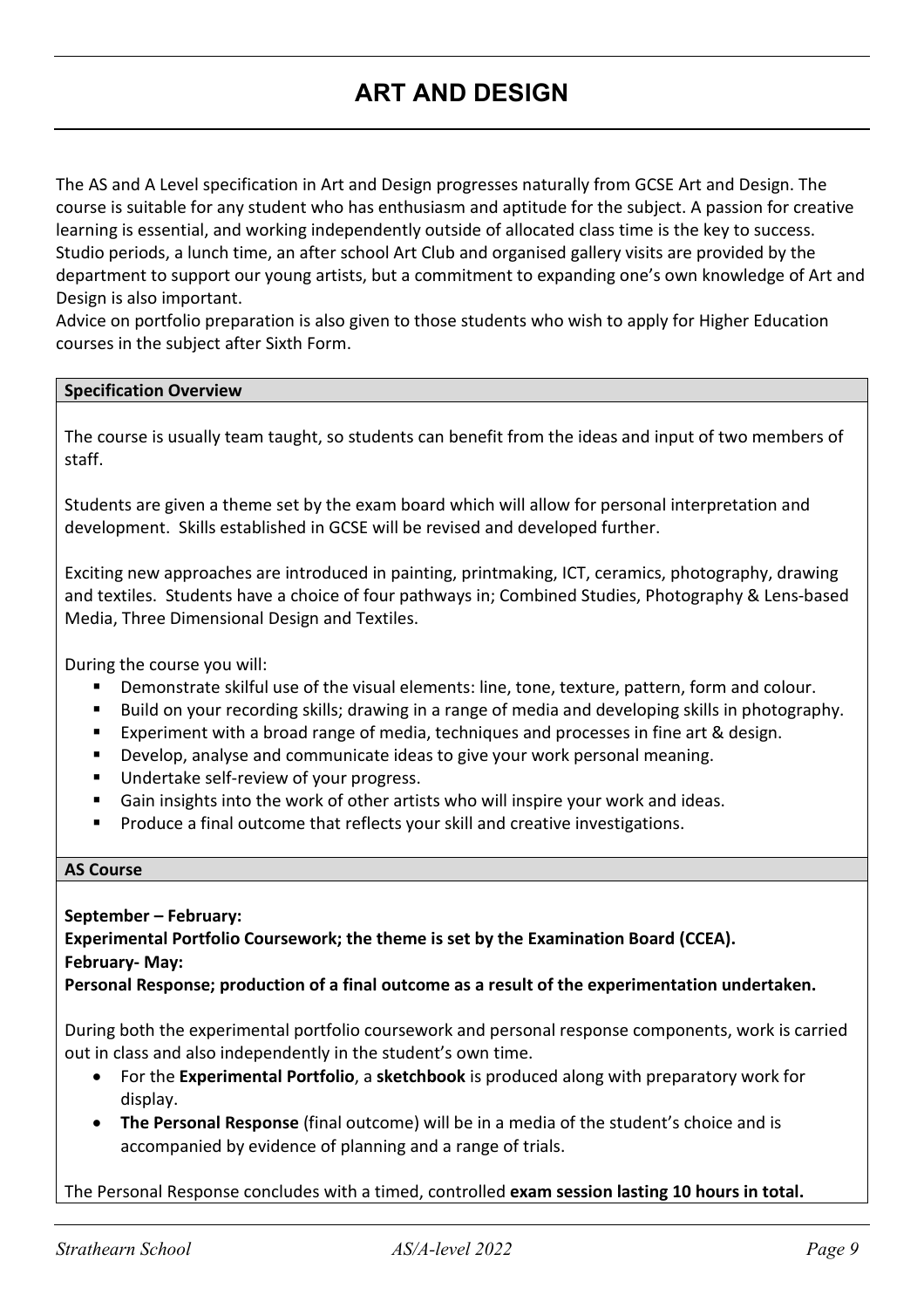# ART AND DESIGN

The AS and A Level specification in Art and Design progresses naturally from GCSE Art and Design. The course is suitable for any student who has enthusiasm and aptitude for the subject. A passion for creative learning is essential, and working independently outside of allocated class time is the key to success. Studio periods, a lunch time, an after school Art Club and organised gallery visits are provided by the department to support our young artists, but a commitment to expanding one's own knowledge of Art and Design is also important.

Advice on portfolio preparation is also given to those students who wish to apply for Higher Education courses in the subject after Sixth Form.

## Specification Overview

The course is usually team taught, so students can benefit from the ideas and input of two members of staff.

Students are given a theme set by the exam board which will allow for personal interpretation and development. Skills established in GCSE will be revised and developed further.

Exciting new approaches are introduced in painting, printmaking, ICT, ceramics, photography, drawing and textiles. Students have a choice of four pathways in; Combined Studies, Photography & Lens-based Media, Three Dimensional Design and Textiles.

During the course you will:

- Demonstrate skilful use of the visual elements: line, tone, texture, pattern, form and colour.
- Build on your recording skills; drawing in a range of media and developing skills in photography.
- Experiment with a broad range of media, techniques and processes in fine art & design.
- Develop, analyse and communicate ideas to give your work personal meaning.
- Undertake self-review of your progress.
- Gain insights into the work of other artists who will inspire your work and ideas.
- Produce a final outcome that reflects your skill and creative investigations.

## AS Course

**September – February:**
**Experimental Portfolio Coursework; the theme is set by the Examination Board (CCEA).**
**February- May:**
**Personal Response; production of a final outcome as a result of the experimentation undertaken.**

During both the experimental portfolio coursework and personal response components, work is carried out in class and also independently in the student's own time.

- For the **Experimental Portfolio**, a **sketchbook** is produced along with preparatory work for display.
- **The Personal Response** (final outcome) will be in a media of the student's choice and is accompanied by evidence of planning and a range of trials.

The Personal Response concludes with a timed, controlled **exam session lasting 10 hours in total.**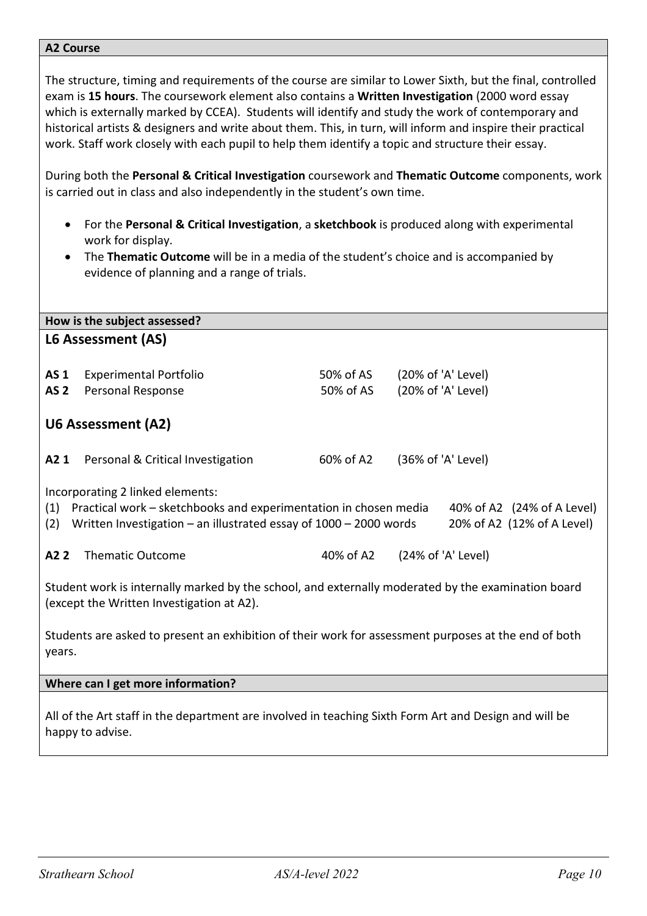## A2 Course

The structure, timing and requirements of the course are similar to Lower Sixth, but the final, controlled exam is **15 hours**. The coursework element also contains a **Written Investigation** (2000 word essay which is externally marked by CCEA). Students will identify and study the work of contemporary and historical artists & designers and write about them. This, in turn, will inform and inspire their practical work. Staff work closely with each pupil to help them identify a topic and structure their essay.

During both the **Personal & Critical Investigation** coursework and **Thematic Outcome** components, work is carried out in class and also independently in the student's own time.

- For the **Personal & Critical Investigation**, a **sketchbook** is produced along with experimental work for display.
- The **Thematic Outcome** will be in a media of the student's choice and is accompanied by evidence of planning and a range of trials.

## How is the subject assessed?

### L6 Assessment (AS)

| | | | |
|---|---|---|---|
| **AS 1** | Experimental Portfolio | 50% of AS | (20% of 'A' Level) |
| **AS 2** | Personal Response | 50% of AS | (20% of 'A' Level) |

### U6 Assessment (A2)

| | | | |
|---|---|---|---|
| **A2 1** | Personal & Critical Investigation | 60% of A2 | (36% of 'A' Level) |

Incorporating 2 linked elements:

(1) Practical work – sketchbooks and experimentation in chosen media 40% of A2 (24% of A Level)
(2) Written Investigation – an illustrated essay of 1000 – 2000 words 20% of A2 (12% of A Level)

| | | | |
|---|---|---|---|
| **A2 2** | Thematic Outcome | 40% of A2 | (24% of 'A' Level) |

Student work is internally marked by the school, and externally moderated by the examination board (except the Written Investigation at A2).

Students are asked to present an exhibition of their work for assessment purposes at the end of both years.

## Where can I get more information?

All of the Art staff in the department are involved in teaching Sixth Form Art and Design and will be happy to advise.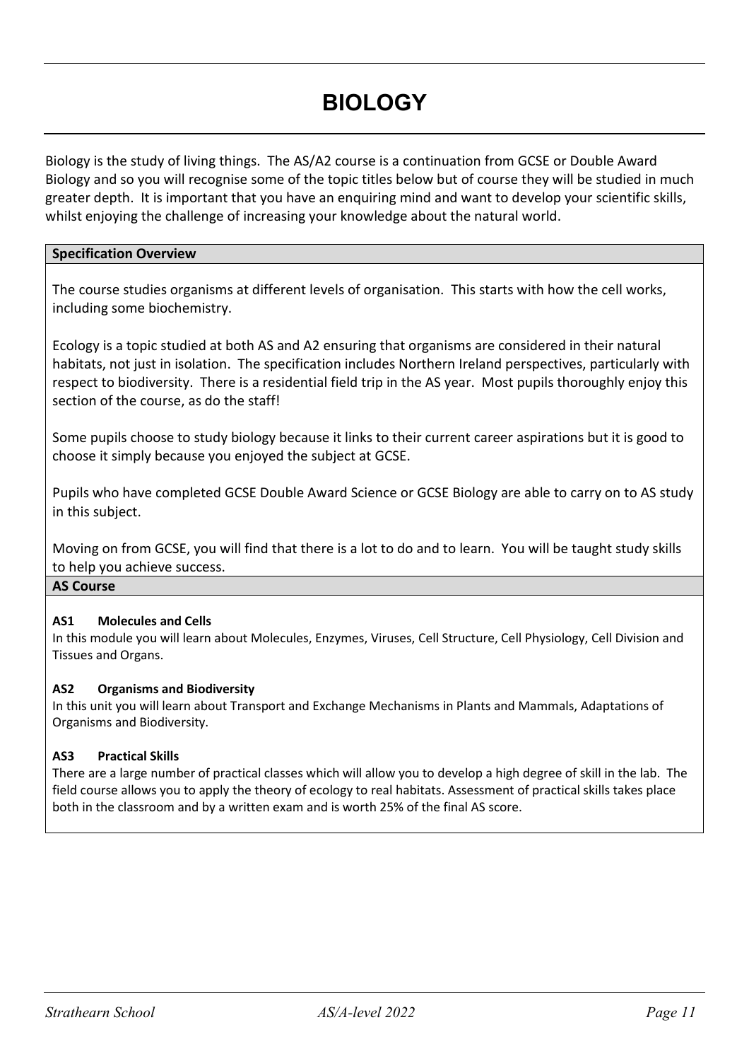# BIOLOGY

Biology is the study of living things. The AS/A2 course is a continuation from GCSE or Double Award Biology and so you will recognise some of the topic titles below but of course they will be studied in much greater depth. It is important that you have an enquiring mind and want to develop your scientific skills, whilst enjoying the challenge of increasing your knowledge about the natural world.

## Specification Overview

The course studies organisms at different levels of organisation. This starts with how the cell works, including some biochemistry.

Ecology is a topic studied at both AS and A2 ensuring that organisms are considered in their natural habitats, not just in isolation. The specification includes Northern Ireland perspectives, particularly with respect to biodiversity. There is a residential field trip in the AS year. Most pupils thoroughly enjoy this section of the course, as do the staff!

Some pupils choose to study biology because it links to their current career aspirations but it is good to choose it simply because you enjoyed the subject at GCSE.

Pupils who have completed GCSE Double Award Science or GCSE Biology are able to carry on to AS study in this subject.

Moving on from GCSE, you will find that there is a lot to do and to learn. You will be taught study skills to help you achieve success.

## AS Course

**AS1 Molecules and Cells**

In this module you will learn about Molecules, Enzymes, Viruses, Cell Structure, Cell Physiology, Cell Division and Tissues and Organs.

**AS2 Organisms and Biodiversity**

In this unit you will learn about Transport and Exchange Mechanisms in Plants and Mammals, Adaptations of Organisms and Biodiversity.

**AS3 Practical Skills**

There are a large number of practical classes which will allow you to develop a high degree of skill in the lab. The field course allows you to apply the theory of ecology to real habitats. Assessment of practical skills takes place both in the classroom and by a written exam and is worth 25% of the final AS score.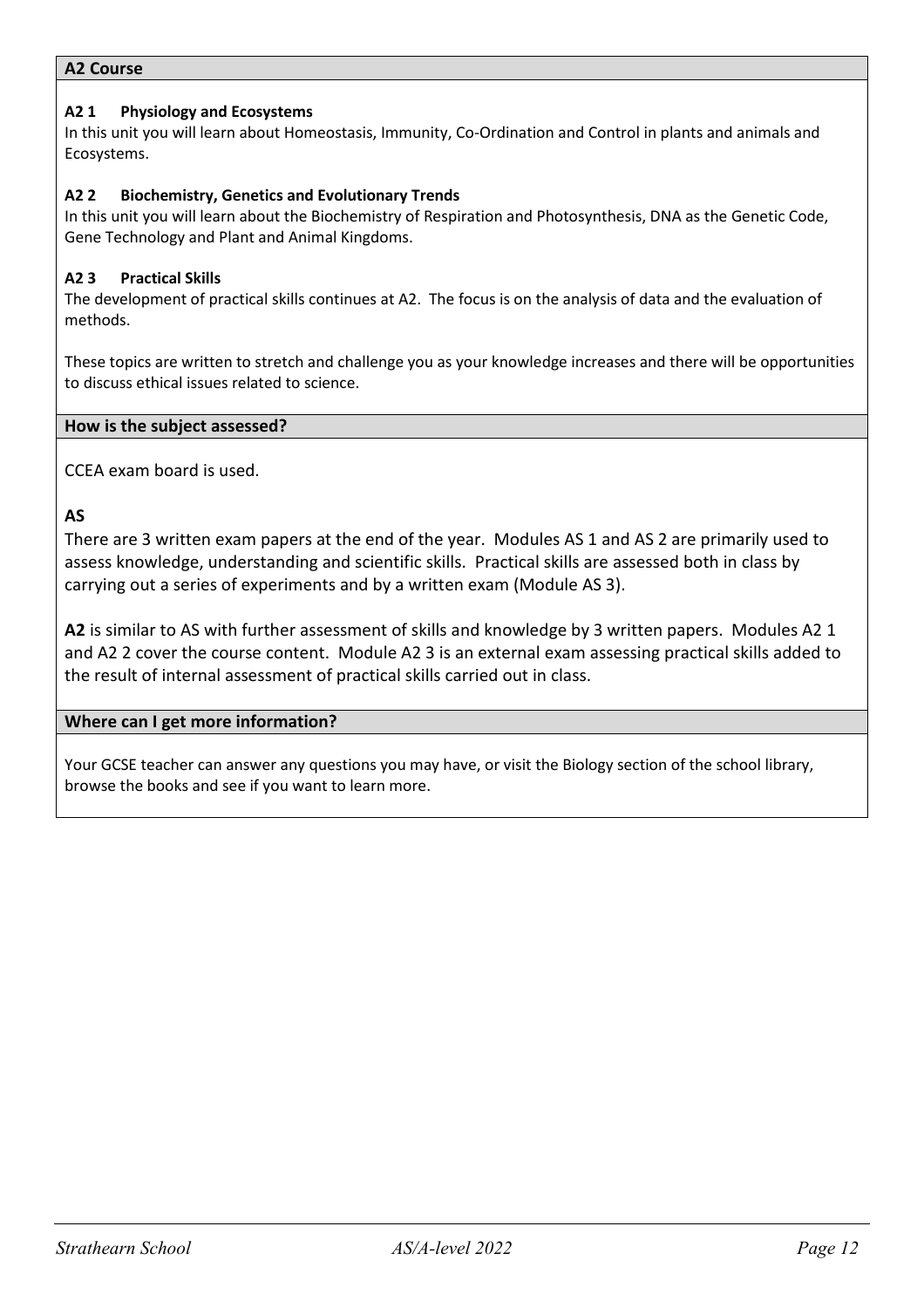## A2 Course

**A2 1 Physiology and Ecosystems**

In this unit you will learn about Homeostasis, Immunity, Co-Ordination and Control in plants and animals and Ecosystems.

**A2 2 Biochemistry, Genetics and Evolutionary Trends**

In this unit you will learn about the Biochemistry of Respiration and Photosynthesis, DNA as the Genetic Code, Gene Technology and Plant and Animal Kingdoms.

**A2 3 Practical Skills**

The development of practical skills continues at A2. The focus is on the analysis of data and the evaluation of methods.

These topics are written to stretch and challenge you as your knowledge increases and there will be opportunities to discuss ethical issues related to science.

## How is the subject assessed?

CCEA exam board is used.

**AS**

There are 3 written exam papers at the end of the year. Modules AS 1 and AS 2 are primarily used to assess knowledge, understanding and scientific skills. Practical skills are assessed both in class by carrying out a series of experiments and by a written exam (Module AS 3).

**A2** is similar to AS with further assessment of skills and knowledge by 3 written papers. Modules A2 1 and A2 2 cover the course content. Module A2 3 is an external exam assessing practical skills added to the result of internal assessment of practical skills carried out in class.

## Where can I get more information?

Your GCSE teacher can answer any questions you may have, or visit the Biology section of the school library, browse the books and see if you want to learn more.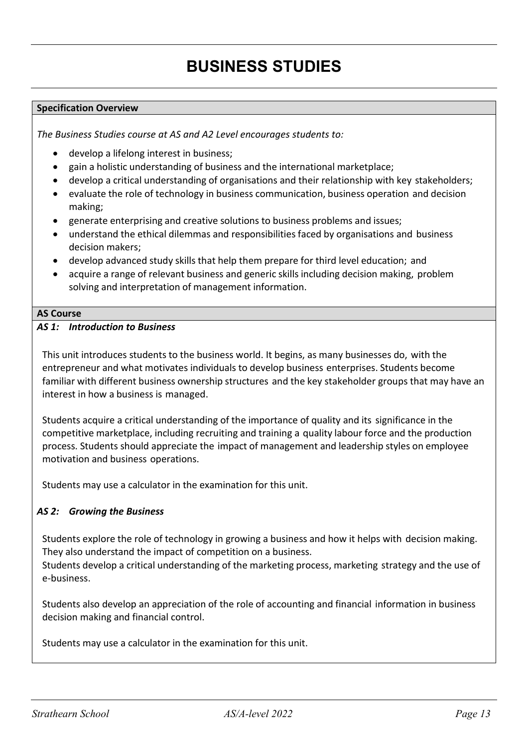# BUSINESS STUDIES

## Specification Overview

*The Business Studies course at AS and A2 Level encourages students to:*

- develop a lifelong interest in business;
- gain a holistic understanding of business and the international marketplace;
- develop a critical understanding of organisations and their relationship with key stakeholders;
- evaluate the role of technology in business communication, business operation and decision making;
- generate enterprising and creative solutions to business problems and issues;
- understand the ethical dilemmas and responsibilities faced by organisations and business decision makers;
- develop advanced study skills that help them prepare for third level education; and
- acquire a range of relevant business and generic skills including decision making, problem solving and interpretation of management information.

## AS Course

### *AS 1: Introduction to Business*

This unit introduces students to the business world. It begins, as many businesses do, with the entrepreneur and what motivates individuals to develop business enterprises. Students become familiar with different business ownership structures and the key stakeholder groups that may have an interest in how a business is managed.

Students acquire a critical understanding of the importance of quality and its significance in the competitive marketplace, including recruiting and training a quality labour force and the production process. Students should appreciate the impact of management and leadership styles on employee motivation and business operations.

Students may use a calculator in the examination for this unit.

### *AS 2: Growing the Business*

Students explore the role of technology in growing a business and how it helps with decision making. They also understand the impact of competition on a business.
Students develop a critical understanding of the marketing process, marketing strategy and the use of e-business.

Students also develop an appreciation of the role of accounting and financial information in business decision making and financial control.

Students may use a calculator in the examination for this unit.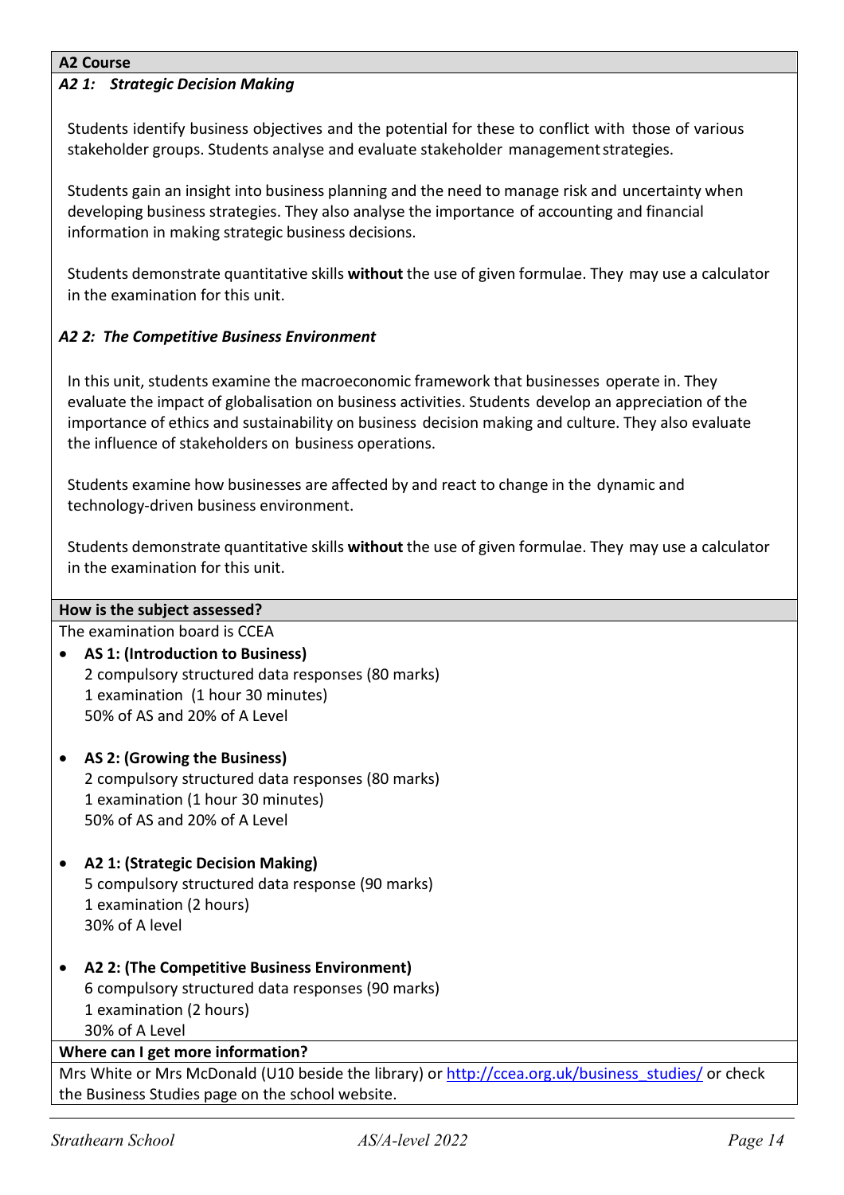## A2 Course

### *A2 1: Strategic Decision Making*

Students identify business objectives and the potential for these to conflict with those of various stakeholder groups. Students analyse and evaluate stakeholder management strategies.

Students gain an insight into business planning and the need to manage risk and uncertainty when developing business strategies. They also analyse the importance of accounting and financial information in making strategic business decisions.

Students demonstrate quantitative skills **without** the use of given formulae. They may use a calculator in the examination for this unit.

### *A2 2: The Competitive Business Environment*

In this unit, students examine the macroeconomic framework that businesses operate in. They evaluate the impact of globalisation on business activities. Students develop an appreciation of the importance of ethics and sustainability on business decision making and culture. They also evaluate the influence of stakeholders on business operations.

Students examine how businesses are affected by and react to change in the dynamic and technology-driven business environment.

Students demonstrate quantitative skills **without** the use of given formulae. They may use a calculator in the examination for this unit.

## How is the subject assessed?

The examination board is CCEA

- **AS 1: (Introduction to Business)**
  2 compulsory structured data responses (80 marks)
  1 examination (1 hour 30 minutes)
  50% of AS and 20% of A Level

- **AS 2: (Growing the Business)**
  2 compulsory structured data responses (80 marks)
  1 examination (1 hour 30 minutes)
  50% of AS and 20% of A Level

- **A2 1: (Strategic Decision Making)**
  5 compulsory structured data response (90 marks)
  1 examination (2 hours)
  30% of A level

- **A2 2: (The Competitive Business Environment)**
  6 compulsory structured data responses (90 marks)
  1 examination (2 hours)
  30% of A Level

## Where can I get more information?

Mrs White or Mrs McDonald (U10 beside the library) or [http://ccea.org.uk/business_studies/](http://ccea.org.uk/business_studies/) or check the Business Studies page on the school website.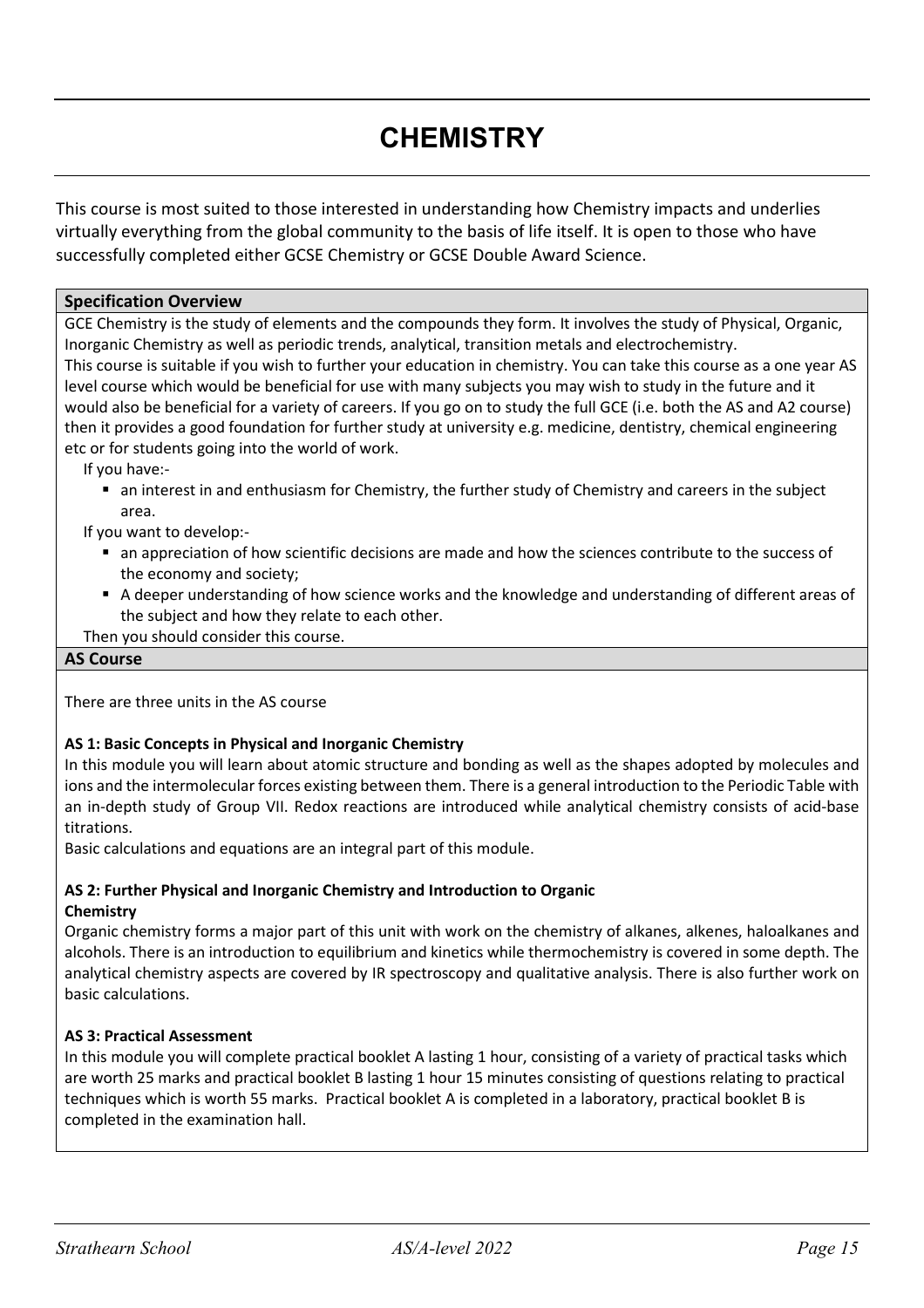# CHEMISTRY

This course is most suited to those interested in understanding how Chemistry impacts and underlies virtually everything from the global community to the basis of life itself. It is open to those who have successfully completed either GCSE Chemistry or GCSE Double Award Science.

### Specification Overview

GCE Chemistry is the study of elements and the compounds they form. It involves the study of Physical, Organic, Inorganic Chemistry as well as periodic trends, analytical, transition metals and electrochemistry.

This course is suitable if you wish to further your education in chemistry. You can take this course as a one year AS level course which would be beneficial for use with many subjects you may wish to study in the future and it would also be beneficial for a variety of careers. If you go on to study the full GCE (i.e. both the AS and A2 course) then it provides a good foundation for further study at university e.g. medicine, dentistry, chemical engineering etc or for students going into the world of work.

If you have:-

- an interest in and enthusiasm for Chemistry, the further study of Chemistry and careers in the subject area.

If you want to develop:-

- an appreciation of how scientific decisions are made and how the sciences contribute to the success of the economy and society;
- A deeper understanding of how science works and the knowledge and understanding of different areas of the subject and how they relate to each other.

Then you should consider this course.

### AS Course

There are three units in the AS course

**AS 1: Basic Concepts in Physical and Inorganic Chemistry**

In this module you will learn about atomic structure and bonding as well as the shapes adopted by molecules and ions and the intermolecular forces existing between them. There is a general introduction to the Periodic Table with an in-depth study of Group VII. Redox reactions are introduced while analytical chemistry consists of acid-base titrations.

Basic calculations and equations are an integral part of this module.

**AS 2: Further Physical and Inorganic Chemistry and Introduction to Organic Chemistry**

Organic chemistry forms a major part of this unit with work on the chemistry of alkanes, alkenes, haloalkanes and alcohols. There is an introduction to equilibrium and kinetics while thermochemistry is covered in some depth. The analytical chemistry aspects are covered by IR spectroscopy and qualitative analysis. There is also further work on basic calculations.

**AS 3: Practical Assessment**

In this module you will complete practical booklet A lasting 1 hour, consisting of a variety of practical tasks which are worth 25 marks and practical booklet B lasting 1 hour 15 minutes consisting of questions relating to practical techniques which is worth 55 marks. Practical booklet A is completed in a laboratory, practical booklet B is completed in the examination hall.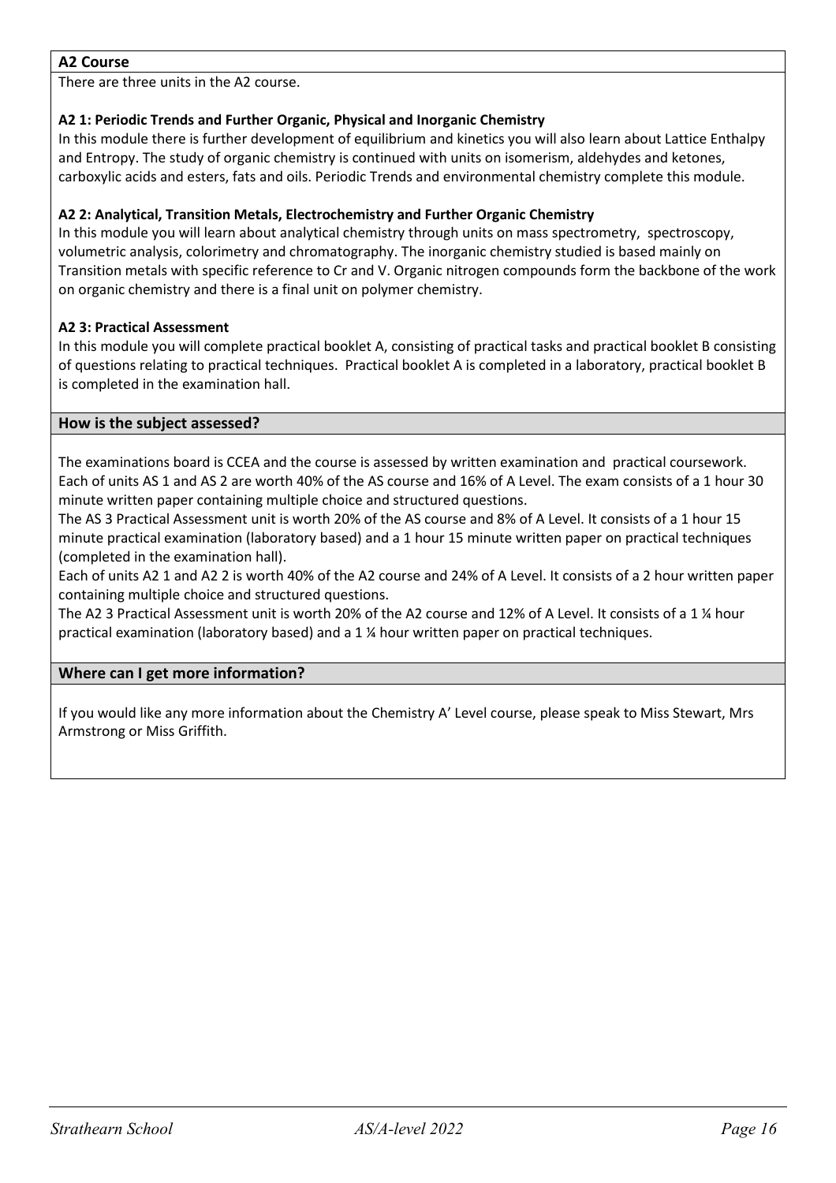## A2 Course

There are three units in the A2 course.

### A2 1: Periodic Trends and Further Organic, Physical and Inorganic Chemistry

In this module there is further development of equilibrium and kinetics you will also learn about Lattice Enthalpy and Entropy. The study of organic chemistry is continued with units on isomerism, aldehydes and ketones, carboxylic acids and esters, fats and oils. Periodic Trends and environmental chemistry complete this module.

### A2 2: Analytical, Transition Metals, Electrochemistry and Further Organic Chemistry

In this module you will learn about analytical chemistry through units on mass spectrometry, spectroscopy, volumetric analysis, colorimetry and chromatography. The inorganic chemistry studied is based mainly on Transition metals with specific reference to Cr and V. Organic nitrogen compounds form the backbone of the work on organic chemistry and there is a final unit on polymer chemistry.

### A2 3: Practical Assessment

In this module you will complete practical booklet A, consisting of practical tasks and practical booklet B consisting of questions relating to practical techniques. Practical booklet A is completed in a laboratory, practical booklet B is completed in the examination hall.

## How is the subject assessed?

The examinations board is CCEA and the course is assessed by written examination and practical coursework. Each of units AS 1 and AS 2 are worth 40% of the AS course and 16% of A Level. The exam consists of a 1 hour 30 minute written paper containing multiple choice and structured questions.

The AS 3 Practical Assessment unit is worth 20% of the AS course and 8% of A Level. It consists of a 1 hour 15 minute practical examination (laboratory based) and a 1 hour 15 minute written paper on practical techniques (completed in the examination hall).

Each of units A2 1 and A2 2 is worth 40% of the A2 course and 24% of A Level. It consists of a 2 hour written paper containing multiple choice and structured questions.

The A2 3 Practical Assessment unit is worth 20% of the A2 course and 12% of A Level. It consists of a 1 ¼ hour practical examination (laboratory based) and a 1 ¼ hour written paper on practical techniques.

## Where can I get more information?

If you would like any more information about the Chemistry A' Level course, please speak to Miss Stewart, Mrs Armstrong or Miss Griffith.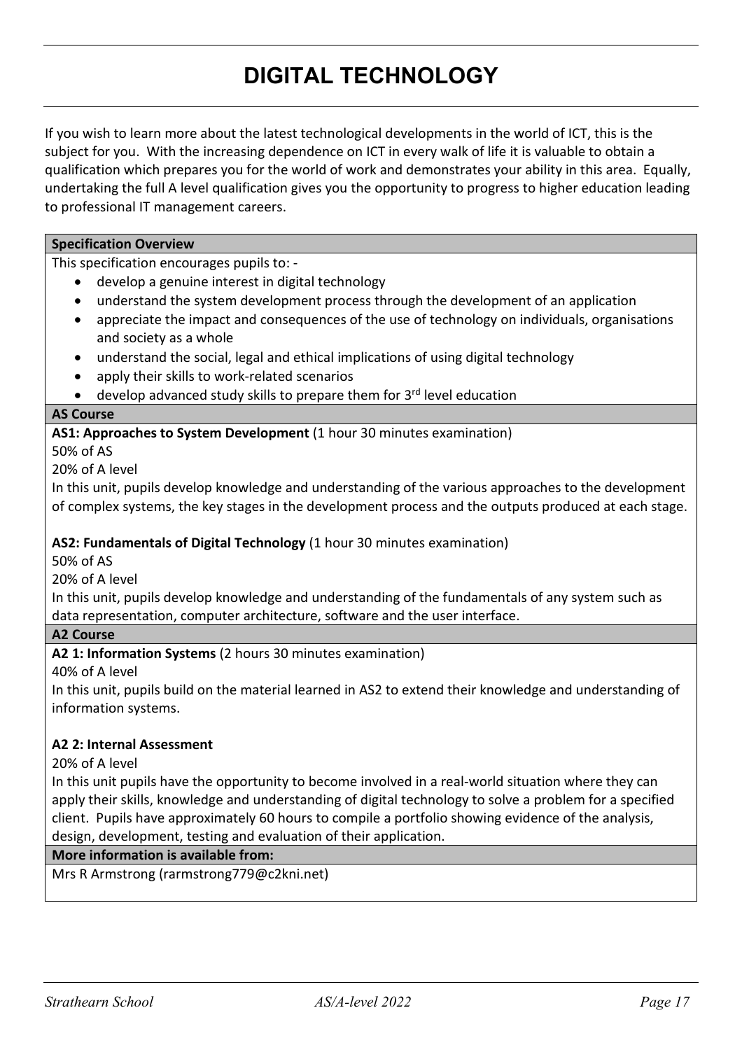# DIGITAL TECHNOLOGY

If you wish to learn more about the latest technological developments in the world of ICT, this is the subject for you. With the increasing dependence on ICT in every walk of life it is valuable to obtain a qualification which prepares you for the world of work and demonstrates your ability in this area. Equally, undertaking the full A level qualification gives you the opportunity to progress to higher education leading to professional IT management careers.

**Specification Overview**

This specification encourages pupils to: -

- develop a genuine interest in digital technology
- understand the system development process through the development of an application
- appreciate the impact and consequences of the use of technology on individuals, organisations and society as a whole
- understand the social, legal and ethical implications of using digital technology
- apply their skills to work-related scenarios
- develop advanced study skills to prepare them for 3rd level education

**AS Course**

**AS1: Approaches to System Development** (1 hour 30 minutes examination)
50% of AS
20% of A level
In this unit, pupils develop knowledge and understanding of the various approaches to the development of complex systems, the key stages in the development process and the outputs produced at each stage.

**AS2: Fundamentals of Digital Technology** (1 hour 30 minutes examination)
50% of AS
20% of A level
In this unit, pupils develop knowledge and understanding of the fundamentals of any system such as data representation, computer architecture, software and the user interface.

**A2 Course**

**A2 1: Information Systems** (2 hours 30 minutes examination)
40% of A level
In this unit, pupils build on the material learned in AS2 to extend their knowledge and understanding of information systems.

**A2 2: Internal Assessment**
20% of A level
In this unit pupils have the opportunity to become involved in a real-world situation where they can apply their skills, knowledge and understanding of digital technology to solve a problem for a specified client. Pupils have approximately 60 hours to compile a portfolio showing evidence of the analysis, design, development, testing and evaluation of their application.

**More information is available from:**

Mrs R Armstrong (rarmstrong779@c2kni.net)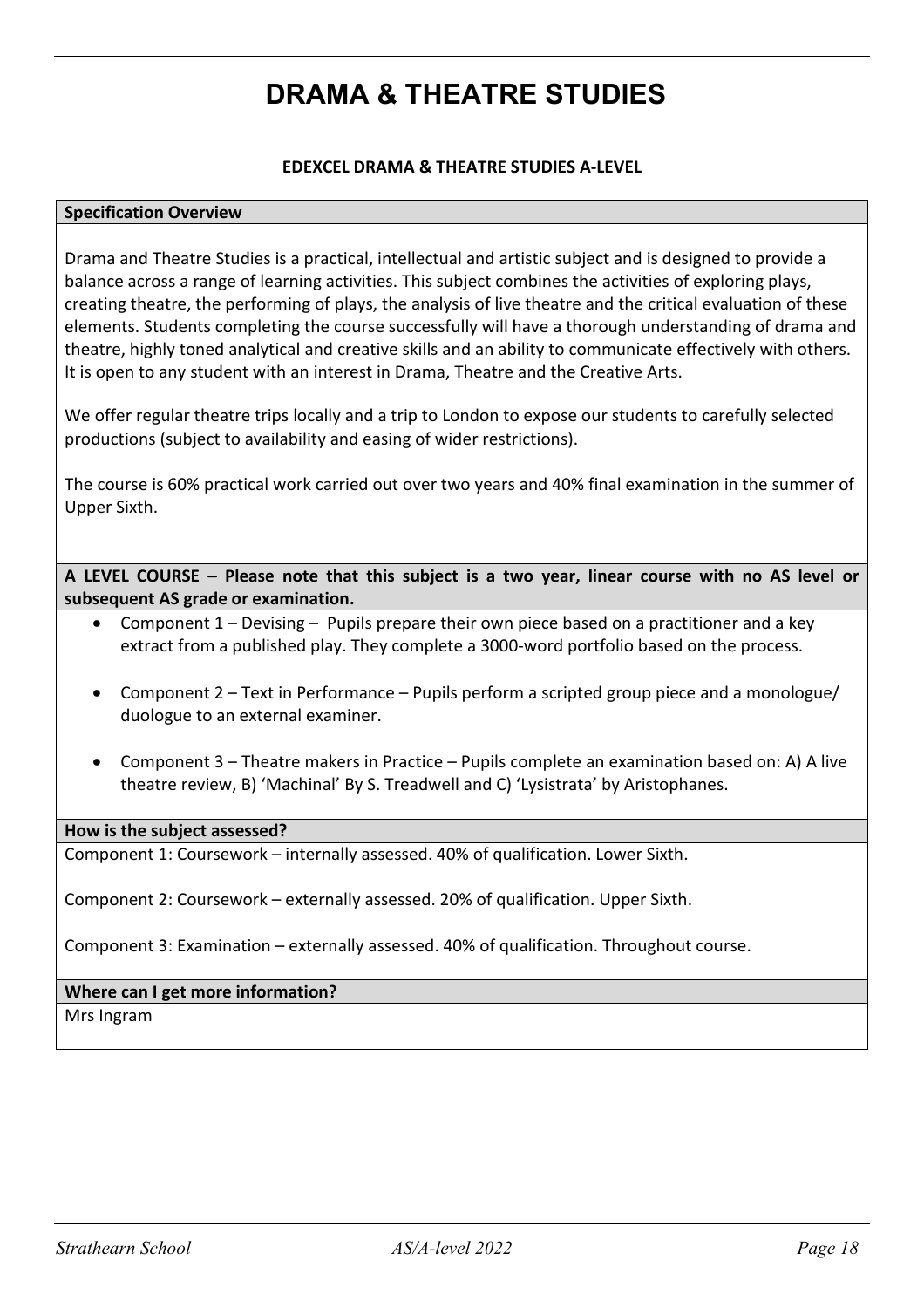# DRAMA & THEATRE STUDIES

**EDEXCEL DRAMA & THEATRE STUDIES A-LEVEL**

**Specification Overview**

Drama and Theatre Studies is a practical, intellectual and artistic subject and is designed to provide a balance across a range of learning activities. This subject combines the activities of exploring plays, creating theatre, the performing of plays, the analysis of live theatre and the critical evaluation of these elements. Students completing the course successfully will have a thorough understanding of drama and theatre, highly toned analytical and creative skills and an ability to communicate effectively with others. It is open to any student with an interest in Drama, Theatre and the Creative Arts.

We offer regular theatre trips locally and a trip to London to expose our students to carefully selected productions (subject to availability and easing of wider restrictions).

The course is 60% practical work carried out over two years and 40% final examination in the summer of Upper Sixth.

**A LEVEL COURSE – Please note that this subject is a two year, linear course with no AS level or subsequent AS grade or examination.**

- Component 1 – Devising – Pupils prepare their own piece based on a practitioner and a key extract from a published play. They complete a 3000-word portfolio based on the process.
- Component 2 – Text in Performance – Pupils perform a scripted group piece and a monologue/ duologue to an external examiner.
- Component 3 – Theatre makers in Practice – Pupils complete an examination based on: A) A live theatre review, B) 'Machinal' By S. Treadwell and C) 'Lysistrata' by Aristophanes.

**How is the subject assessed?**

Component 1: Coursework – internally assessed. 40% of qualification. Lower Sixth.

Component 2: Coursework – externally assessed. 20% of qualification. Upper Sixth.

Component 3: Examination – externally assessed. 40% of qualification. Throughout course.

**Where can I get more information?**

Mrs Ingram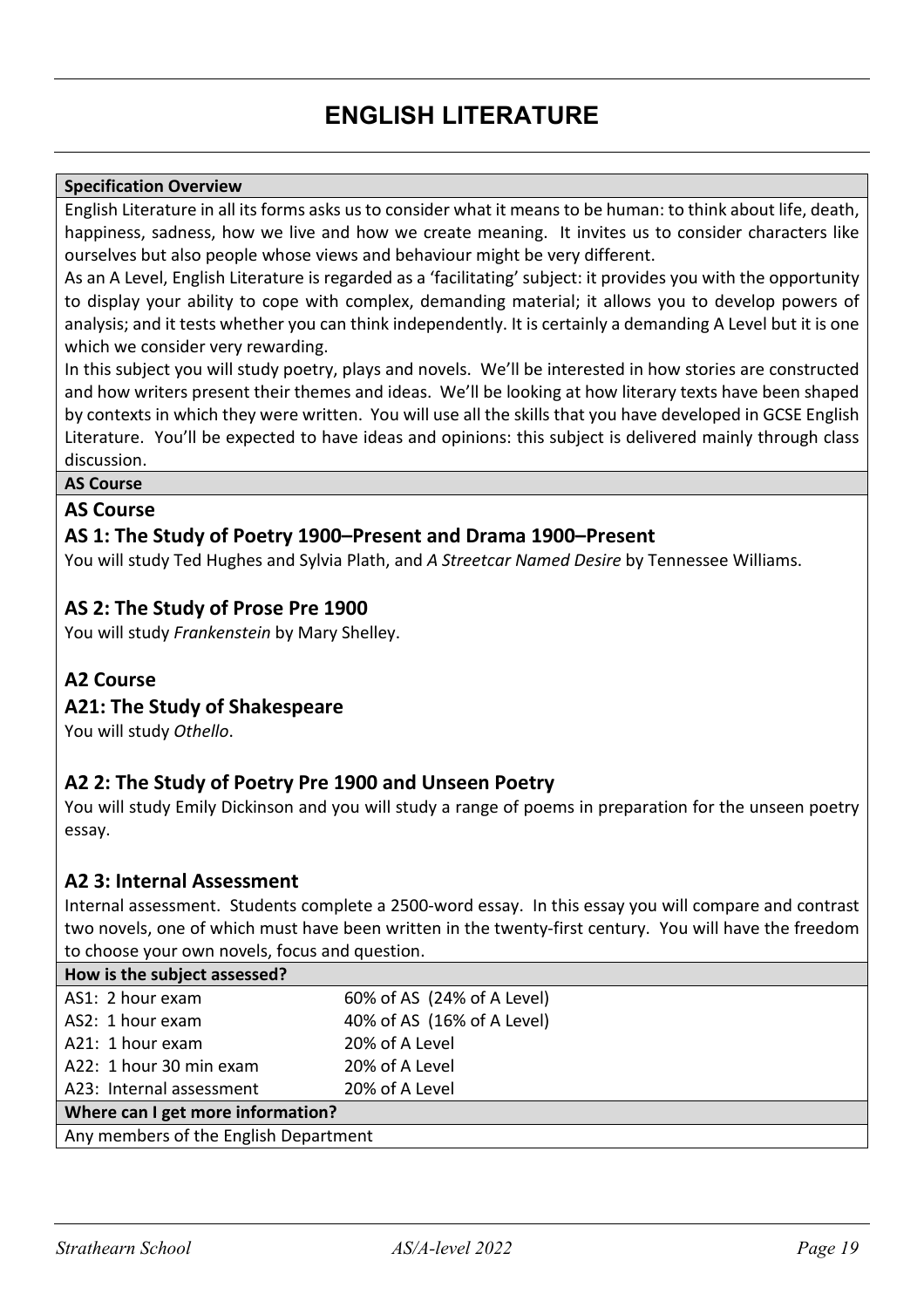# ENGLISH LITERATURE

**Specification Overview**

English Literature in all its forms asks us to consider what it means to be human: to think about life, death, happiness, sadness, how we live and how we create meaning. It invites us to consider characters like ourselves but also people whose views and behaviour might be very different.

As an A Level, English Literature is regarded as a 'facilitating' subject: it provides you with the opportunity to display your ability to cope with complex, demanding material; it allows you to develop powers of analysis; and it tests whether you can think independently. It is certainly a demanding A Level but it is one which we consider very rewarding.

In this subject you will study poetry, plays and novels. We'll be interested in how stories are constructed and how writers present their themes and ideas. We'll be looking at how literary texts have been shaped by contexts in which they were written. You will use all the skills that you have developed in GCSE English Literature. You'll be expected to have ideas and opinions: this subject is delivered mainly through class discussion.

**AS Course**

## AS Course

### AS 1: The Study of Poetry 1900–Present and Drama 1900–Present

You will study Ted Hughes and Sylvia Plath, and *A Streetcar Named Desire* by Tennessee Williams.

### AS 2: The Study of Prose Pre 1900

You will study *Frankenstein* by Mary Shelley.

## A2 Course

### A21: The Study of Shakespeare

You will study *Othello*.

### A2 2: The Study of Poetry Pre 1900 and Unseen Poetry

You will study Emily Dickinson and you will study a range of poems in preparation for the unseen poetry essay.

### A2 3: Internal Assessment

Internal assessment. Students complete a 2500-word essay. In this essay you will compare and contrast two novels, one of which must have been written in the twenty-first century. You will have the freedom to choose your own novels, focus and question.

**How is the subject assessed?**

| | |
|---|---|
| AS1: 2 hour exam | 60% of AS (24% of A Level) |
| AS2: 1 hour exam | 40% of AS (16% of A Level) |
| A21: 1 hour exam | 20% of A Level |
| A22: 1 hour 30 min exam | 20% of A Level |
| A23: Internal assessment | 20% of A Level |

**Where can I get more information?**

Any members of the English Department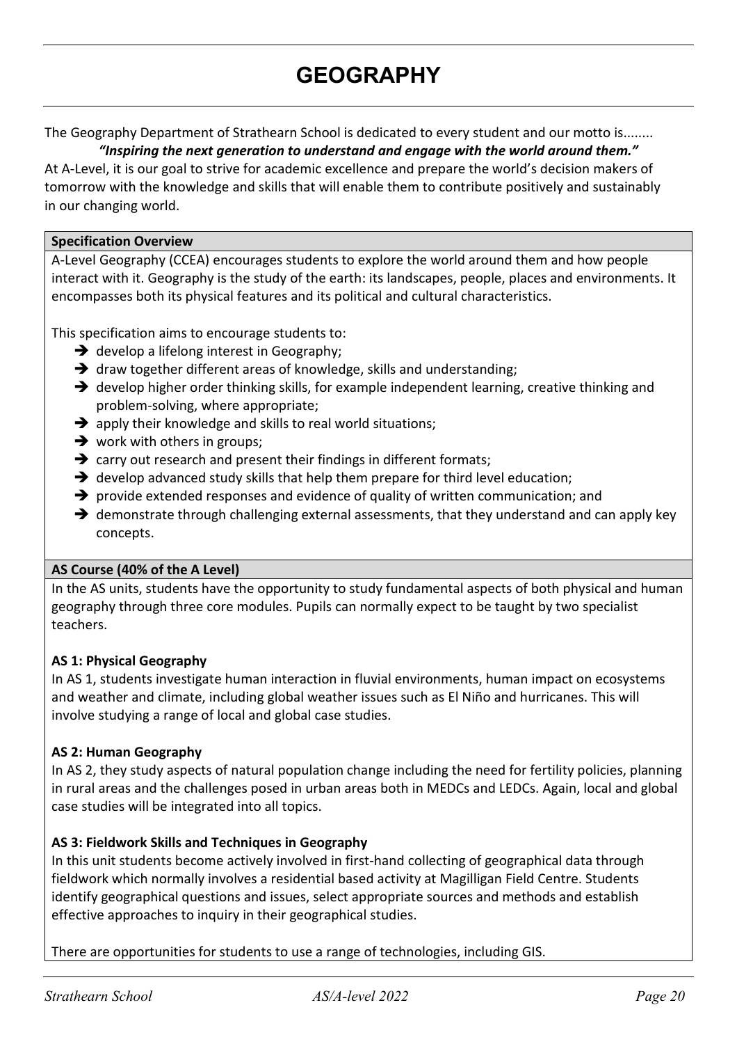# GEOGRAPHY

The Geography Department of Strathearn School is dedicated to every student and our motto is........

***"Inspiring the next generation to understand and engage with the world around them."***

At A-Level, it is our goal to strive for academic excellence and prepare the world's decision makers of tomorrow with the knowledge and skills that will enable them to contribute positively and sustainably in our changing world.

## Specification Overview

A-Level Geography (CCEA) encourages students to explore the world around them and how people interact with it. Geography is the study of the earth: its landscapes, people, places and environments. It encompasses both its physical features and its political and cultural characteristics.

This specification aims to encourage students to:

- develop a lifelong interest in Geography;
- draw together different areas of knowledge, skills and understanding;
- develop higher order thinking skills, for example independent learning, creative thinking and problem-solving, where appropriate;
- apply their knowledge and skills to real world situations;
- work with others in groups;
- carry out research and present their findings in different formats;
- develop advanced study skills that help them prepare for third level education;
- provide extended responses and evidence of quality of written communication; and
- demonstrate through challenging external assessments, that they understand and can apply key concepts.

## AS Course (40% of the A Level)

In the AS units, students have the opportunity to study fundamental aspects of both physical and human geography through three core modules. Pupils can normally expect to be taught by two specialist teachers.

### AS 1: Physical Geography

In AS 1, students investigate human interaction in fluvial environments, human impact on ecosystems and weather and climate, including global weather issues such as El Niño and hurricanes. This will involve studying a range of local and global case studies.

### AS 2: Human Geography

In AS 2, they study aspects of natural population change including the need for fertility policies, planning in rural areas and the challenges posed in urban areas both in MEDCs and LEDCs. Again, local and global case studies will be integrated into all topics.

### AS 3: Fieldwork Skills and Techniques in Geography

In this unit students become actively involved in first-hand collecting of geographical data through fieldwork which normally involves a residential based activity at Magilligan Field Centre. Students identify geographical questions and issues, select appropriate sources and methods and establish effective approaches to inquiry in their geographical studies.

There are opportunities for students to use a range of technologies, including GIS.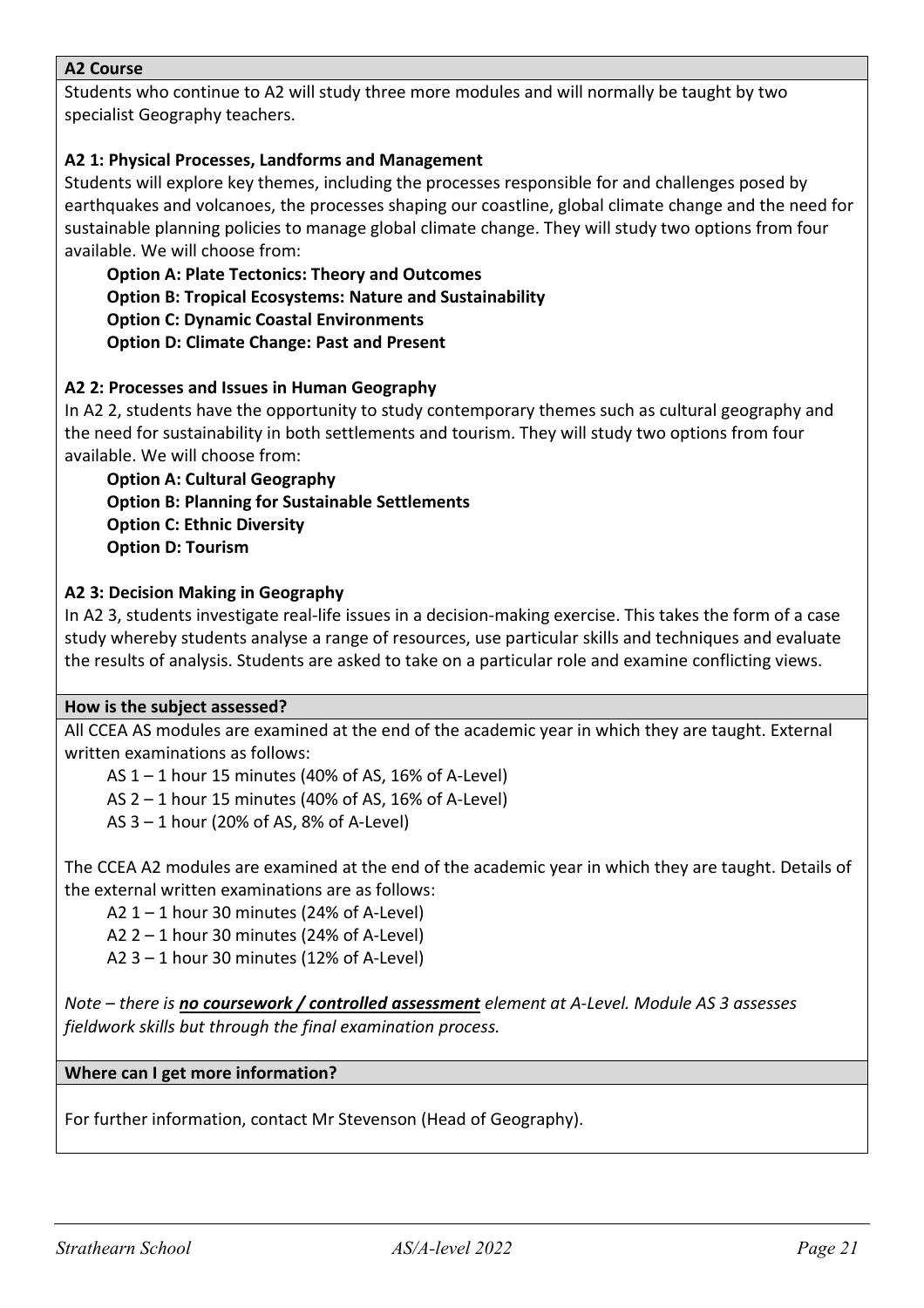## A2 Course

Students who continue to A2 will study three more modules and will normally be taught by two specialist Geography teachers.

### A2 1: Physical Processes, Landforms and Management

Students will explore key themes, including the processes responsible for and challenges posed by earthquakes and volcanoes, the processes shaping our coastline, global climate change and the need for sustainable planning policies to manage global climate change. They will study two options from four available. We will choose from:

**Option A: Plate Tectonics: Theory and Outcomes**
**Option B: Tropical Ecosystems: Nature and Sustainability**
**Option C: Dynamic Coastal Environments**
**Option D: Climate Change: Past and Present**

### A2 2: Processes and Issues in Human Geography

In A2 2, students have the opportunity to study contemporary themes such as cultural geography and the need for sustainability in both settlements and tourism. They will study two options from four available. We will choose from:

**Option A: Cultural Geography**
**Option B: Planning for Sustainable Settlements**
**Option C: Ethnic Diversity**
**Option D: Tourism**

### A2 3: Decision Making in Geography

In A2 3, students investigate real-life issues in a decision-making exercise. This takes the form of a case study whereby students analyse a range of resources, use particular skills and techniques and evaluate the results of analysis. Students are asked to take on a particular role and examine conflicting views.

## How is the subject assessed?

All CCEA AS modules are examined at the end of the academic year in which they are taught. External written examinations as follows:

AS 1 – 1 hour 15 minutes (40% of AS, 16% of A-Level)
AS 2 – 1 hour 15 minutes (40% of AS, 16% of A-Level)
AS 3 – 1 hour (20% of AS, 8% of A-Level)

The CCEA A2 modules are examined at the end of the academic year in which they are taught. Details of the external written examinations are as follows:

A2 1 – 1 hour 30 minutes (24% of A-Level)
A2 2 – 1 hour 30 minutes (24% of A-Level)
A2 3 – 1 hour 30 minutes (12% of A-Level)

*Note – there is* ***no coursework / controlled assessment*** *element at A-Level. Module AS 3 assesses fieldwork skills but through the final examination process.*

## Where can I get more information?

For further information, contact Mr Stevenson (Head of Geography).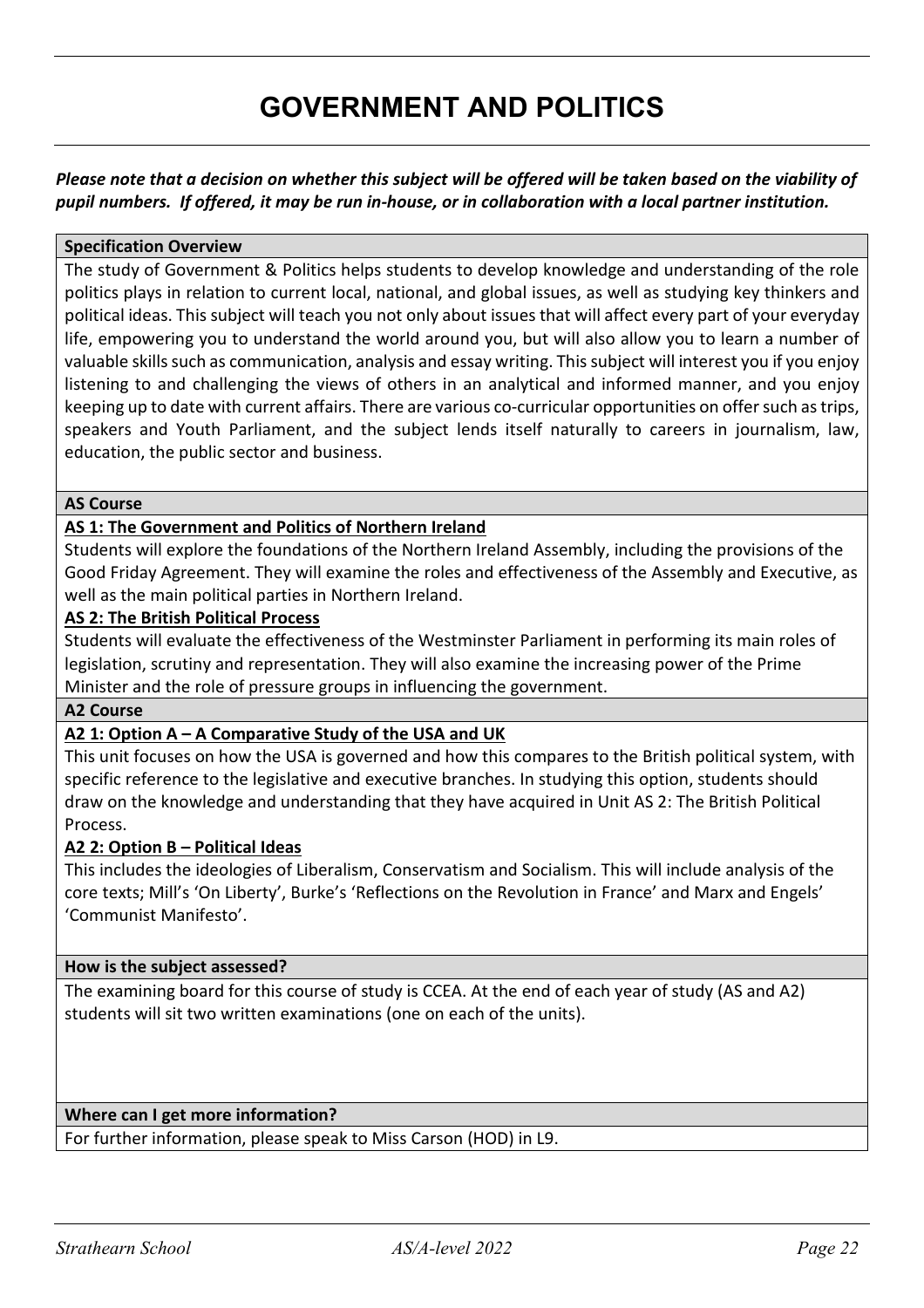# GOVERNMENT AND POLITICS

***Please note that a decision on whether this subject will be offered will be taken based on the viability of pupil numbers. If offered, it may be run in-house, or in collaboration with a local partner institution.***

**Specification Overview**

The study of Government & Politics helps students to develop knowledge and understanding of the role politics plays in relation to current local, national, and global issues, as well as studying key thinkers and political ideas. This subject will teach you not only about issues that will affect every part of your everyday life, empowering you to understand the world around you, but will also allow you to learn a number of valuable skills such as communication, analysis and essay writing. This subject will interest you if you enjoy listening to and challenging the views of others in an analytical and informed manner, and you enjoy keeping up to date with current affairs. There are various co-curricular opportunities on offer such as trips, speakers and Youth Parliament, and the subject lends itself naturally to careers in journalism, law, education, the public sector and business.

**AS Course**

**AS 1: The Government and Politics of Northern Ireland**

Students will explore the foundations of the Northern Ireland Assembly, including the provisions of the Good Friday Agreement. They will examine the roles and effectiveness of the Assembly and Executive, as well as the main political parties in Northern Ireland.

**AS 2: The British Political Process**

Students will evaluate the effectiveness of the Westminster Parliament in performing its main roles of legislation, scrutiny and representation. They will also examine the increasing power of the Prime Minister and the role of pressure groups in influencing the government.

**A2 Course**

**A2 1: Option A – A Comparative Study of the USA and UK**

This unit focuses on how the USA is governed and how this compares to the British political system, with specific reference to the legislative and executive branches. In studying this option, students should draw on the knowledge and understanding that they have acquired in Unit AS 2: The British Political Process.

**A2 2: Option B – Political Ideas**

This includes the ideologies of Liberalism, Conservatism and Socialism. This will include analysis of the core texts; Mill's 'On Liberty', Burke's 'Reflections on the Revolution in France' and Marx and Engels' 'Communist Manifesto'.

**How is the subject assessed?**

The examining board for this course of study is CCEA. At the end of each year of study (AS and A2) students will sit two written examinations (one on each of the units).

**Where can I get more information?**

For further information, please speak to Miss Carson (HOD) in L9.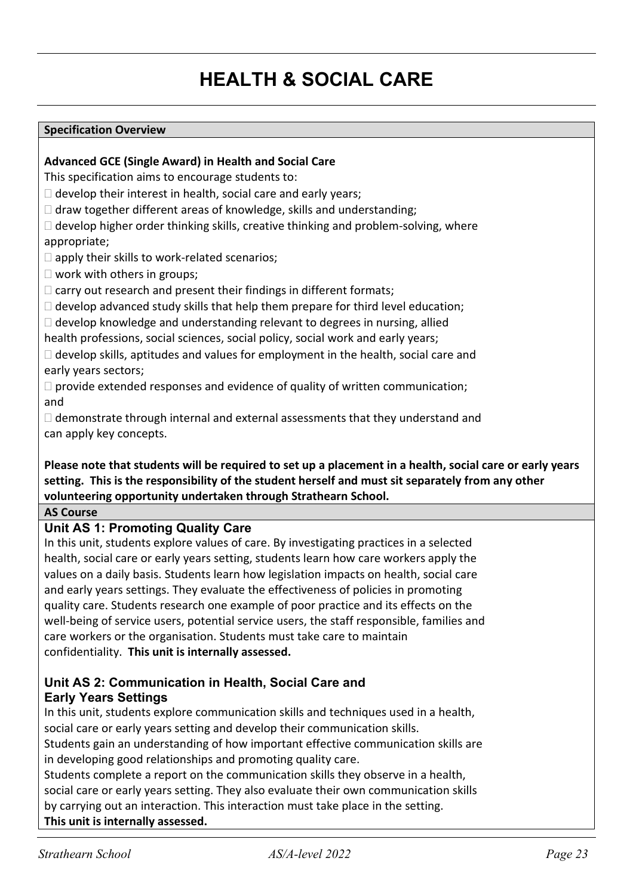# HEALTH & SOCIAL CARE

**Specification Overview**

**Advanced GCE (Single Award) in Health and Social Care**

This specification aims to encourage students to:

- develop their interest in health, social care and early years;
- draw together different areas of knowledge, skills and understanding;
- develop higher order thinking skills, creative thinking and problem-solving, where appropriate;
- apply their skills to work-related scenarios;
- work with others in groups;
- carry out research and present their findings in different formats;
- develop advanced study skills that help them prepare for third level education;
- develop knowledge and understanding relevant to degrees in nursing, allied health professions, social sciences, social policy, social work and early years;
- develop skills, aptitudes and values for employment in the health, social care and early years sectors;
- provide extended responses and evidence of quality of written communication; and
- demonstrate through internal and external assessments that they understand and can apply key concepts.

**Please note that students will be required to set up a placement in a health, social care or early years setting. This is the responsibility of the student herself and must sit separately from any other volunteering opportunity undertaken through Strathearn School.**

**AS Course**

### Unit AS 1: Promoting Quality Care

In this unit, students explore values of care. By investigating practices in a selected health, social care or early years setting, students learn how care workers apply the values on a daily basis. Students learn how legislation impacts on health, social care and early years settings. They evaluate the effectiveness of policies in promoting quality care. Students research one example of poor practice and its effects on the well-being of service users, potential service users, the staff responsible, families and care workers or the organisation. Students must take care to maintain confidentiality. **This unit is internally assessed.**

### Unit AS 2: Communication in Health, Social Care and Early Years Settings

In this unit, students explore communication skills and techniques used in a health, social care or early years setting and develop their communication skills.
Students gain an understanding of how important effective communication skills are in developing good relationships and promoting quality care.
Students complete a report on the communication skills they observe in a health, social care or early years setting. They also evaluate their own communication skills by carrying out an interaction. This interaction must take place in the setting.
**This unit is internally assessed.**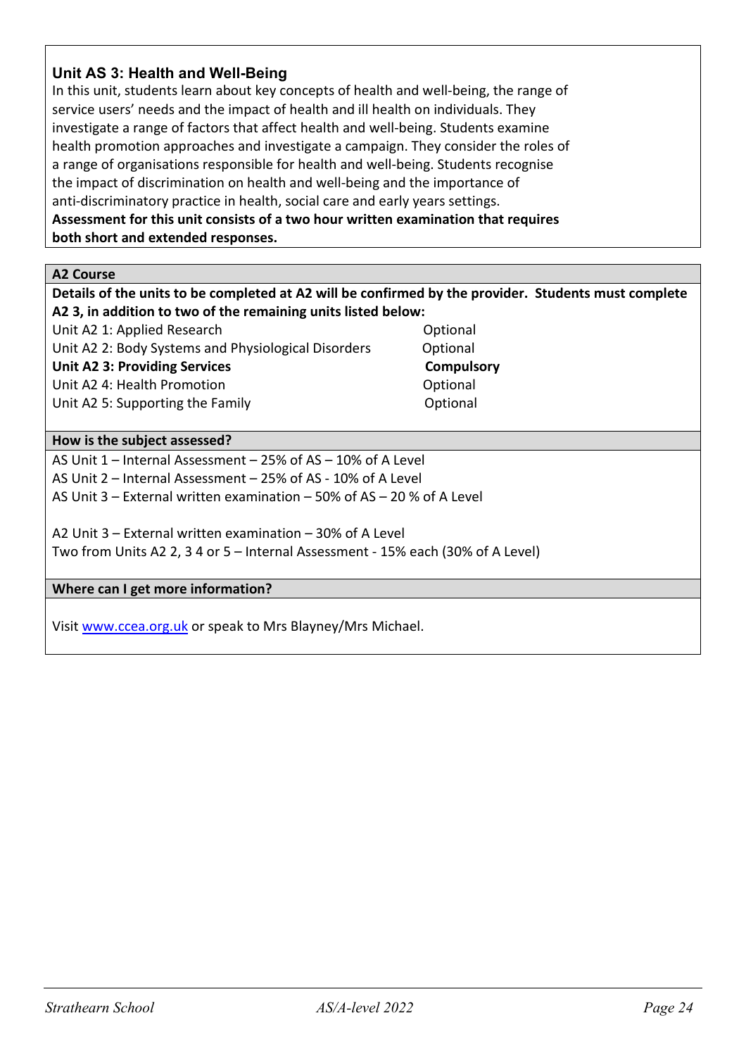### Unit AS 3: Health and Well-Being

In this unit, students learn about key concepts of health and well-being, the range of service users' needs and the impact of health and ill health on individuals. They investigate a range of factors that affect health and well-being. Students examine health promotion approaches and investigate a campaign. They consider the roles of a range of organisations responsible for health and well-being. Students recognise the impact of discrimination on health and well-being and the importance of anti-discriminatory practice in health, social care and early years settings.

**Assessment for this unit consists of a two hour written examination that requires both short and extended responses.**

### A2 Course

**Details of the units to be completed at A2 will be confirmed by the provider. Students must complete A2 3, in addition to two of the remaining units listed below:**

| | |
|---|---|
| Unit A2 1: Applied Research | Optional |
| Unit A2 2: Body Systems and Physiological Disorders | Optional |
| **Unit A2 3: Providing Services** | **Compulsory** |
| Unit A2 4: Health Promotion | Optional |
| Unit A2 5: Supporting the Family | Optional |

### How is the subject assessed?

AS Unit 1 – Internal Assessment – 25% of AS – 10% of A Level
AS Unit 2 – Internal Assessment – 25% of AS - 10% of A Level
AS Unit 3 – External written examination – 50% of AS – 20 % of A Level

A2 Unit 3 – External written examination – 30% of A Level
Two from Units A2 2, 3 4 or 5 – Internal Assessment - 15% each (30% of A Level)

### Where can I get more information?

Visit www.ccea.org.uk or speak to Mrs Blayney/Mrs Michael.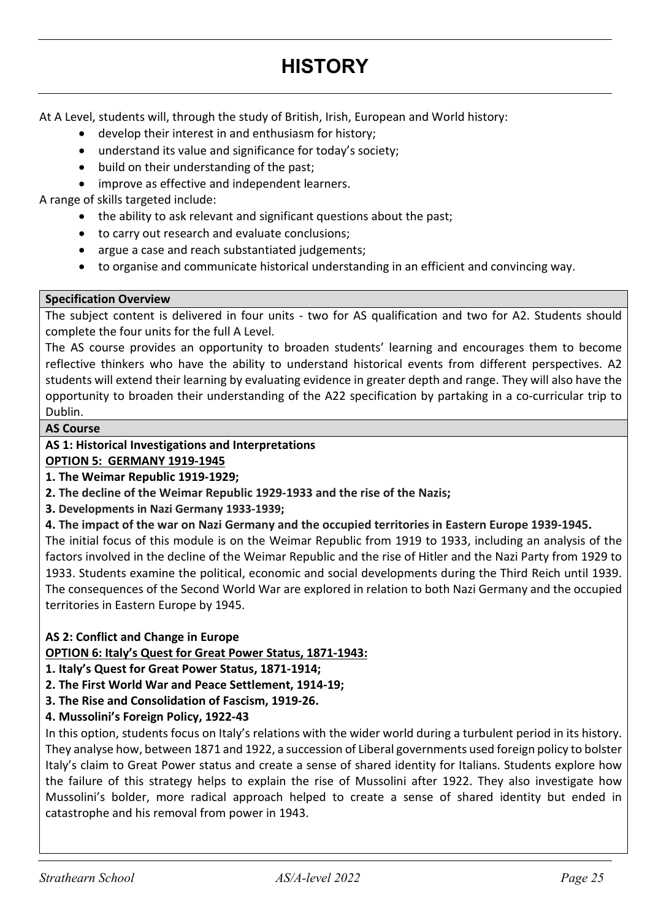# HISTORY

At A Level, students will, through the study of British, Irish, European and World history:

- develop their interest in and enthusiasm for history;
- understand its value and significance for today's society;
- build on their understanding of the past;
- improve as effective and independent learners.

A range of skills targeted include:

- the ability to ask relevant and significant questions about the past;
- to carry out research and evaluate conclusions;
- argue a case and reach substantiated judgements;
- to organise and communicate historical understanding in an efficient and convincing way.

**Specification Overview**

The subject content is delivered in four units - two for AS qualification and two for A2. Students should complete the four units for the full A Level.

The AS course provides an opportunity to broaden students' learning and encourages them to become reflective thinkers who have the ability to understand historical events from different perspectives. A2 students will extend their learning by evaluating evidence in greater depth and range. They will also have the opportunity to broaden their understanding of the A22 specification by partaking in a co-curricular trip to Dublin.

**AS Course**

**AS 1: Historical Investigations and Interpretations**

**OPTION 5: GERMANY 1919-1945**

**1. The Weimar Republic 1919-1929;**

**2. The decline of the Weimar Republic 1929-1933 and the rise of the Nazis;**

**3. Developments in Nazi Germany 1933-1939;**

**4. The impact of the war on Nazi Germany and the occupied territories in Eastern Europe 1939-1945.**

The initial focus of this module is on the Weimar Republic from 1919 to 1933, including an analysis of the factors involved in the decline of the Weimar Republic and the rise of Hitler and the Nazi Party from 1929 to 1933. Students examine the political, economic and social developments during the Third Reich until 1939. The consequences of the Second World War are explored in relation to both Nazi Germany and the occupied territories in Eastern Europe by 1945.

**AS 2: Conflict and Change in Europe**

**OPTION 6: Italy's Quest for Great Power Status, 1871-1943:**

**1. Italy's Quest for Great Power Status, 1871-1914;**

**2. The First World War and Peace Settlement, 1914-19;**

**3. The Rise and Consolidation of Fascism, 1919-26.**

**4. Mussolini's Foreign Policy, 1922-43**

In this option, students focus on Italy's relations with the wider world during a turbulent period in its history. They analyse how, between 1871 and 1922, a succession of Liberal governments used foreign policy to bolster Italy's claim to Great Power status and create a sense of shared identity for Italians. Students explore how the failure of this strategy helps to explain the rise of Mussolini after 1922. They also investigate how Mussolini's bolder, more radical approach helped to create a sense of shared identity but ended in catastrophe and his removal from power in 1943.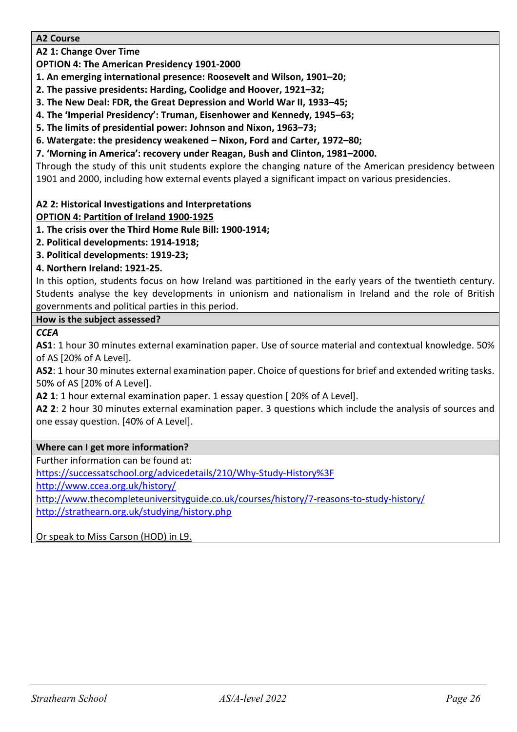## A2 Course

**A2 1: Change Over Time**

**OPTION 4: The American Presidency 1901-2000**

1. **An emerging international presence: Roosevelt and Wilson, 1901–20;**
2. **The passive presidents: Harding, Coolidge and Hoover, 1921–32;**
3. **The New Deal: FDR, the Great Depression and World War II, 1933–45;**
4. **The 'Imperial Presidency': Truman, Eisenhower and Kennedy, 1945–63;**
5. **The limits of presidential power: Johnson and Nixon, 1963–73;**
6. **Watergate: the presidency weakened – Nixon, Ford and Carter, 1972–80;**
7. **'Morning in America': recovery under Reagan, Bush and Clinton, 1981–2000.**

Through the study of this unit students explore the changing nature of the American presidency between 1901 and 2000, including how external events played a significant impact on various presidencies.

**A2 2: Historical Investigations and Interpretations**

**OPTION 4: Partition of Ireland 1900-1925**

1. **The crisis over the Third Home Rule Bill: 1900-1914;**
2. **Political developments: 1914-1918;**
3. **Political developments: 1919-23;**
4. **Northern Ireland: 1921-25.**

In this option, students focus on how Ireland was partitioned in the early years of the twentieth century. Students analyse the key developments in unionism and nationalism in Ireland and the role of British governments and political parties in this period.

## How is the subject assessed?

***CCEA***

**AS1**: 1 hour 30 minutes external examination paper. Use of source material and contextual knowledge. 50% of AS [20% of A Level].

**AS2**: 1 hour 30 minutes external examination paper. Choice of questions for brief and extended writing tasks. 50% of AS [20% of A Level].

**A2 1**: 1 hour external examination paper. 1 essay question [ 20% of A Level].

**A2 2**: 2 hour 30 minutes external examination paper. 3 questions which include the analysis of sources and one essay question. [40% of A Level].

## Where can I get more information?

Further information can be found at:

https://successatschool.org/advicedetails/210/Why-Study-History%3F

http://www.ccea.org.uk/history/

http://www.thecompleteuniversityguide.co.uk/courses/history/7-reasons-to-study-history/

http://strathearn.org.uk/studying/history.php

Or speak to Miss Carson (HOD) in L9.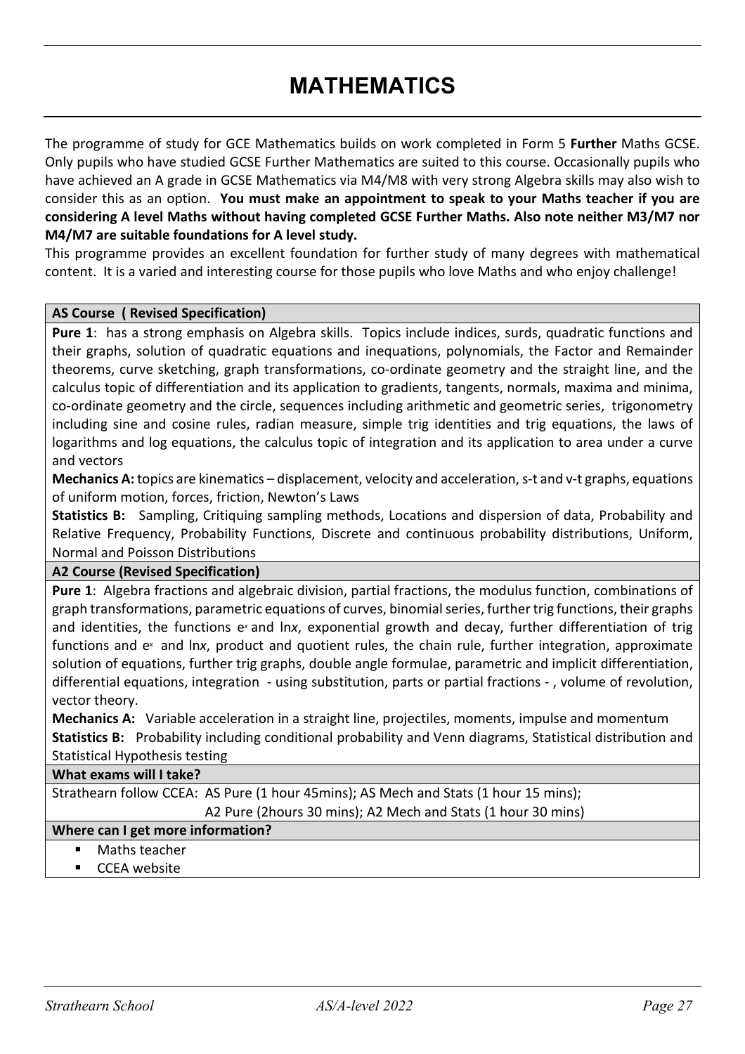# MATHEMATICS

The programme of study for GCE Mathematics builds on work completed in Form 5 **Further** Maths GCSE. Only pupils who have studied GCSE Further Mathematics are suited to this course. Occasionally pupils who have achieved an A grade in GCSE Mathematics via M4/M8 with very strong Algebra skills may also wish to consider this as an option. **You must make an appointment to speak to your Maths teacher if you are considering A level Maths without having completed GCSE Further Maths. Also note neither M3/M7 nor M4/M7 are suitable foundations for A level study.**

This programme provides an excellent foundation for further study of many degrees with mathematical content. It is a varied and interesting course for those pupils who love Maths and who enjoy challenge!

**AS Course ( Revised Specification)**

**Pure 1**: has a strong emphasis on Algebra skills. Topics include indices, surds, quadratic functions and their graphs, solution of quadratic equations and inequations, polynomials, the Factor and Remainder theorems, curve sketching, graph transformations, co-ordinate geometry and the straight line, and the calculus topic of differentiation and its application to gradients, tangents, normals, maxima and minima, co-ordinate geometry and the circle, sequences including arithmetic and geometric series, trigonometry including sine and cosine rules, radian measure, simple trig identities and trig equations, the laws of logarithms and log equations, the calculus topic of integration and its application to area under a curve and vectors

**Mechanics A:** topics are kinematics – displacement, velocity and acceleration, s-t and v-t graphs, equations of uniform motion, forces, friction, Newton's Laws

**Statistics B:** Sampling, Critiquing sampling methods, Locations and dispersion of data, Probability and Relative Frequency, Probability Functions, Discrete and continuous probability distributions, Uniform, Normal and Poisson Distributions

**A2 Course (Revised Specification)**

**Pure 1**: Algebra fractions and algebraic division, partial fractions, the modulus function, combinations of graph transformations, parametric equations of curves, binomial series, further trig functions, their graphs and identities, the functions $e^x$ and ln*x*, exponential growth and decay, further differentiation of trig functions and $e^x$ and ln*x*, product and quotient rules, the chain rule, further integration, approximate solution of equations, further trig graphs, double angle formulae, parametric and implicit differentiation, differential equations, integration - using substitution, parts or partial fractions - , volume of revolution, vector theory.

**Mechanics A:** Variable acceleration in a straight line, projectiles, moments, impulse and momentum

**Statistics B:** Probability including conditional probability and Venn diagrams, Statistical distribution and Statistical Hypothesis testing

**What exams will I take?**

Strathearn follow CCEA: AS Pure (1 hour 45mins); AS Mech and Stats (1 hour 15 mins);
A2 Pure (2hours 30 mins); A2 Mech and Stats (1 hour 30 mins)

**Where can I get more information?**

- Maths teacher
- CCEA website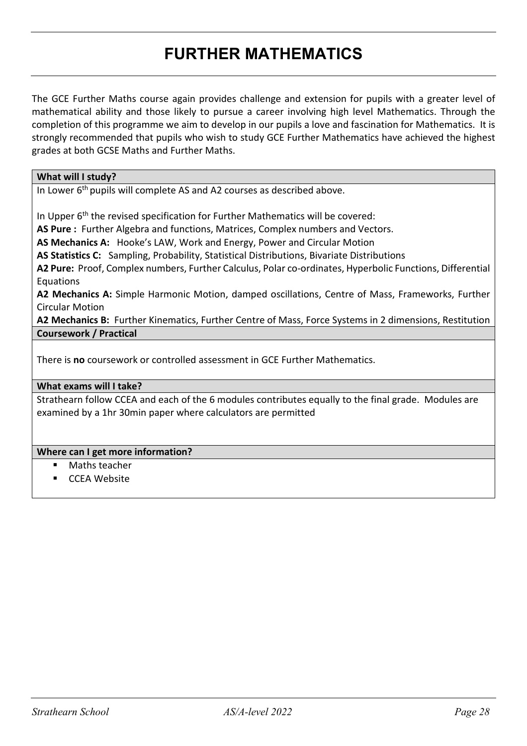# FURTHER MATHEMATICS

The GCE Further Maths course again provides challenge and extension for pupils with a greater level of mathematical ability and those likely to pursue a career involving high level Mathematics. Through the completion of this programme we aim to develop in our pupils a love and fascination for Mathematics. It is strongly recommended that pupils who wish to study GCE Further Mathematics have achieved the highest grades at both GCSE Maths and Further Maths.

### What will I study?

In Lower 6th pupils will complete AS and A2 courses as described above.

In Upper 6th the revised specification for Further Mathematics will be covered:

**AS Pure :** Further Algebra and functions, Matrices, Complex numbers and Vectors.

**AS Mechanics A:** Hooke's LAW, Work and Energy, Power and Circular Motion

**AS Statistics C:** Sampling, Probability, Statistical Distributions, Bivariate Distributions

**A2 Pure:** Proof, Complex numbers, Further Calculus, Polar co-ordinates, Hyperbolic Functions, Differential Equations

**A2 Mechanics A:** Simple Harmonic Motion, damped oscillations, Centre of Mass, Frameworks, Further Circular Motion

**A2 Mechanics B:** Further Kinematics, Further Centre of Mass, Force Systems in 2 dimensions, Restitution

### Coursework / Practical

There is **no** coursework or controlled assessment in GCE Further Mathematics.

### What exams will I take?

Strathearn follow CCEA and each of the 6 modules contributes equally to the final grade. Modules are examined by a 1hr 30min paper where calculators are permitted

### Where can I get more information?

- Maths teacher
- CCEA Website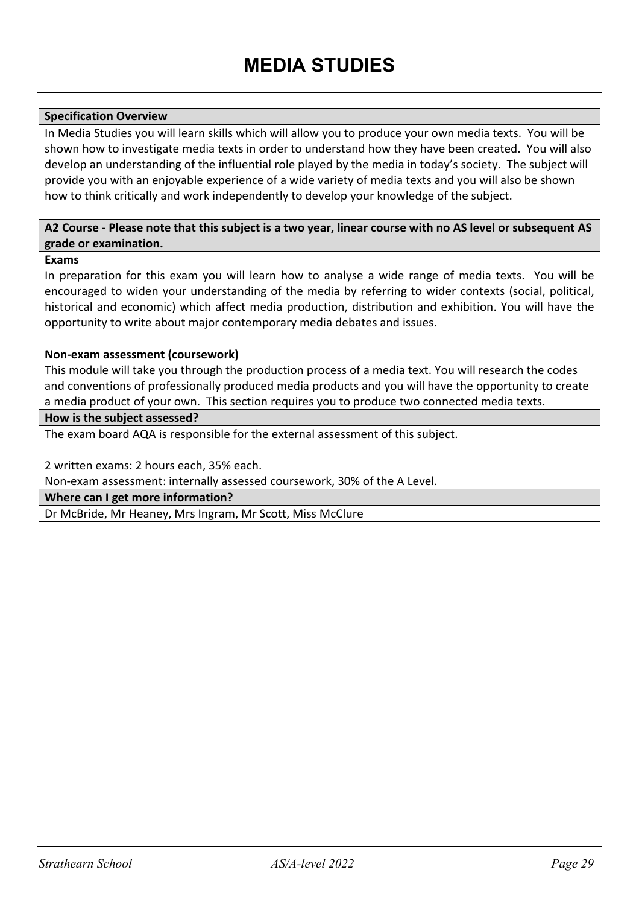# MEDIA STUDIES

**Specification Overview**

In Media Studies you will learn skills which will allow you to produce your own media texts. You will be shown how to investigate media texts in order to understand how they have been created. You will also develop an understanding of the influential role played by the media in today's society. The subject will provide you with an enjoyable experience of a wide variety of media texts and you will also be shown how to think critically and work independently to develop your knowledge of the subject.

**A2 Course - Please note that this subject is a two year, linear course with no AS level or subsequent AS grade or examination.**

**Exams**

In preparation for this exam you will learn how to analyse a wide range of media texts. You will be encouraged to widen your understanding of the media by referring to wider contexts (social, political, historical and economic) which affect media production, distribution and exhibition. You will have the opportunity to write about major contemporary media debates and issues.

**Non-exam assessment (coursework)**

This module will take you through the production process of a media text. You will research the codes and conventions of professionally produced media products and you will have the opportunity to create a media product of your own. This section requires you to produce two connected media texts.

**How is the subject assessed?**

The exam board AQA is responsible for the external assessment of this subject.

2 written exams: 2 hours each, 35% each.

Non-exam assessment: internally assessed coursework, 30% of the A Level.

**Where can I get more information?**

Dr McBride, Mr Heaney, Mrs Ingram, Mr Scott, Miss McClure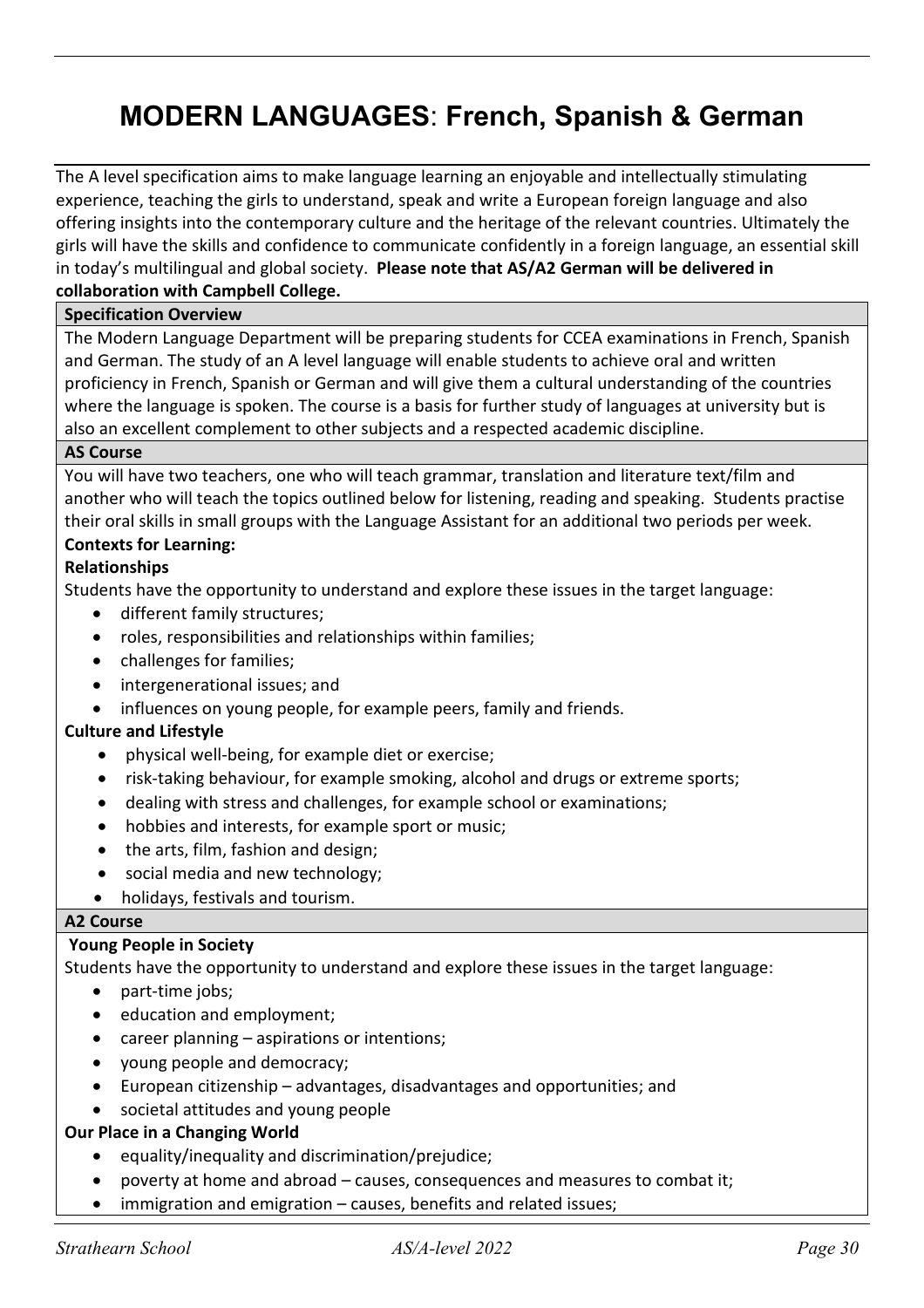# MODERN LANGUAGES: French, Spanish & German

The A level specification aims to make language learning an enjoyable and intellectually stimulating experience, teaching the girls to understand, speak and write a European foreign language and also offering insights into the contemporary culture and the heritage of the relevant countries. Ultimately the girls will have the skills and confidence to communicate confidently in a foreign language, an essential skill in today's multilingual and global society. **Please note that AS/A2 German will be delivered in collaboration with Campbell College.**

## Specification Overview

The Modern Language Department will be preparing students for CCEA examinations in French, Spanish and German. The study of an A level language will enable students to achieve oral and written proficiency in French, Spanish or German and will give them a cultural understanding of the countries where the language is spoken. The course is a basis for further study of languages at university but is also an excellent complement to other subjects and a respected academic discipline.

## AS Course

You will have two teachers, one who will teach grammar, translation and literature text/film and another who will teach the topics outlined below for listening, reading and speaking. Students practise their oral skills in small groups with the Language Assistant for an additional two periods per week.

**Contexts for Learning:**

**Relationships**

Students have the opportunity to understand and explore these issues in the target language:

- different family structures;
- roles, responsibilities and relationships within families;
- challenges for families;
- intergenerational issues; and
- influences on young people, for example peers, family and friends.

**Culture and Lifestyle**

- physical well-being, for example diet or exercise;
- risk-taking behaviour, for example smoking, alcohol and drugs or extreme sports;
- dealing with stress and challenges, for example school or examinations;
- hobbies and interests, for example sport or music;
- the arts, film, fashion and design;
- social media and new technology;
- holidays, festivals and tourism.

## A2 Course

**Young People in Society**

Students have the opportunity to understand and explore these issues in the target language:

- part-time jobs;
- education and employment;
- career planning – aspirations or intentions;
- young people and democracy;
- European citizenship – advantages, disadvantages and opportunities; and
- societal attitudes and young people

**Our Place in a Changing World**

- equality/inequality and discrimination/prejudice;
- poverty at home and abroad – causes, consequences and measures to combat it;
- immigration and emigration – causes, benefits and related issues;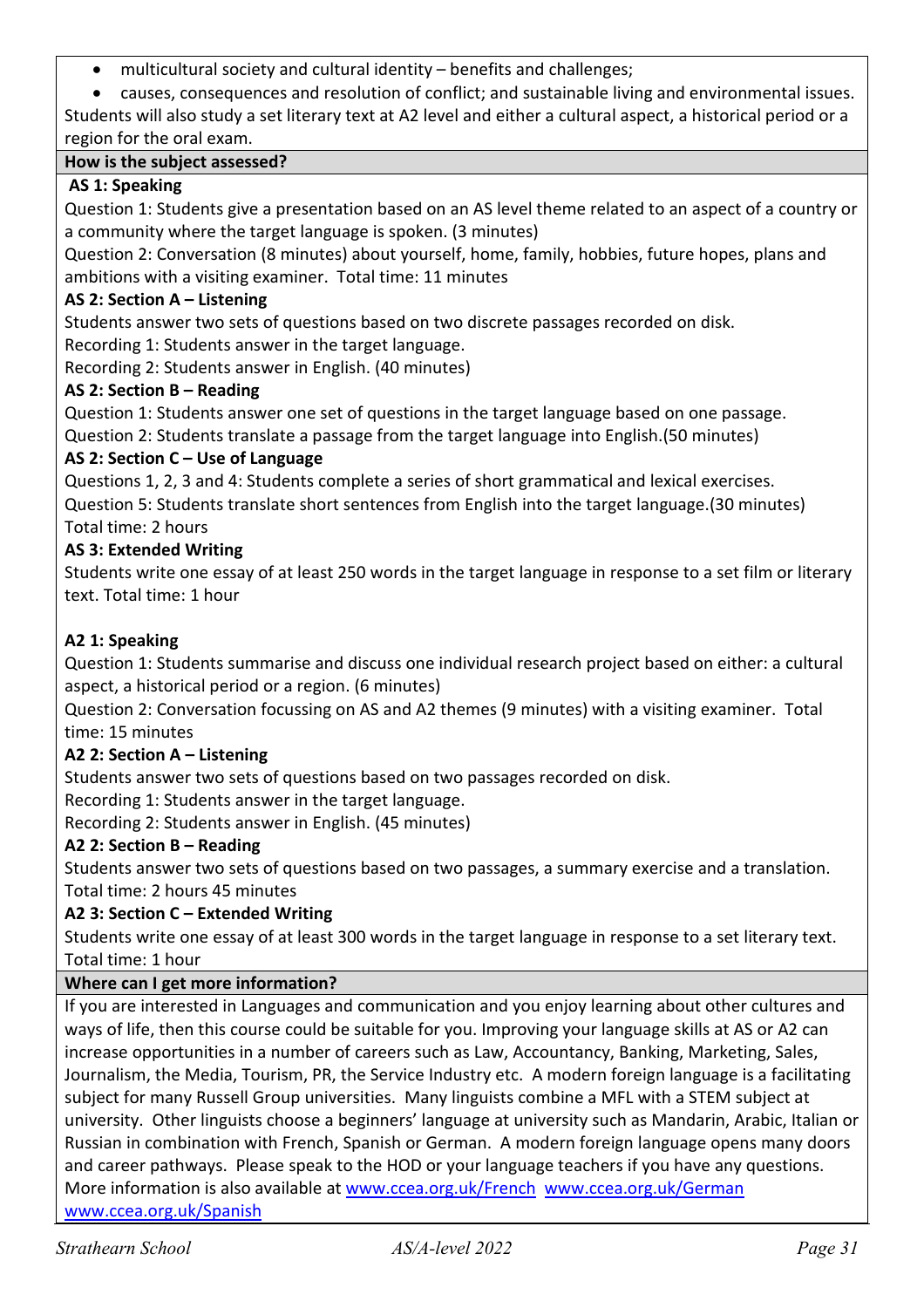- multicultural society and cultural identity – benefits and challenges;
- causes, consequences and resolution of conflict; and sustainable living and environmental issues.

Students will also study a set literary text at A2 level and either a cultural aspect, a historical period or a region for the oral exam.

## How is the subject assessed?

**AS 1: Speaking**

Question 1: Students give a presentation based on an AS level theme related to an aspect of a country or a community where the target language is spoken. (3 minutes)

Question 2: Conversation (8 minutes) about yourself, home, family, hobbies, future hopes, plans and ambitions with a visiting examiner. Total time: 11 minutes

**AS 2: Section A – Listening**

Students answer two sets of questions based on two discrete passages recorded on disk.

Recording 1: Students answer in the target language.

Recording 2: Students answer in English. (40 minutes)

**AS 2: Section B – Reading**

Question 1: Students answer one set of questions in the target language based on one passage.

Question 2: Students translate a passage from the target language into English.(50 minutes)

**AS 2: Section C – Use of Language**

Questions 1, 2, 3 and 4: Students complete a series of short grammatical and lexical exercises.

Question 5: Students translate short sentences from English into the target language.(30 minutes)

Total time: 2 hours

**AS 3: Extended Writing**

Students write one essay of at least 250 words in the target language in response to a set film or literary text. Total time: 1 hour

**A2 1: Speaking**

Question 1: Students summarise and discuss one individual research project based on either: a cultural aspect, a historical period or a region. (6 minutes)

Question 2: Conversation focussing on AS and A2 themes (9 minutes) with a visiting examiner. Total time: 15 minutes

**A2 2: Section A – Listening**

Students answer two sets of questions based on two passages recorded on disk.

Recording 1: Students answer in the target language.

Recording 2: Students answer in English. (45 minutes)

**A2 2: Section B – Reading**

Students answer two sets of questions based on two passages, a summary exercise and a translation. Total time: 2 hours 45 minutes

**A2 3: Section C – Extended Writing**

Students write one essay of at least 300 words in the target language in response to a set literary text. Total time: 1 hour

## Where can I get more information?

If you are interested in Languages and communication and you enjoy learning about other cultures and ways of life, then this course could be suitable for you. Improving your language skills at AS or A2 can increase opportunities in a number of careers such as Law, Accountancy, Banking, Marketing, Sales, Journalism, the Media, Tourism, PR, the Service Industry etc. A modern foreign language is a facilitating subject for many Russell Group universities. Many linguists combine a MFL with a STEM subject at university. Other linguists choose a beginners' language at university such as Mandarin, Arabic, Italian or Russian in combination with French, Spanish or German. A modern foreign language opens many doors and career pathways. Please speak to the HOD or your language teachers if you have any questions. More information is also available at [www.ccea.org.uk/French](www.ccea.org.uk/French) [www.ccea.org.uk/German](www.ccea.org.uk/German) [www.ccea.org.uk/Spanish](www.ccea.org.uk/Spanish)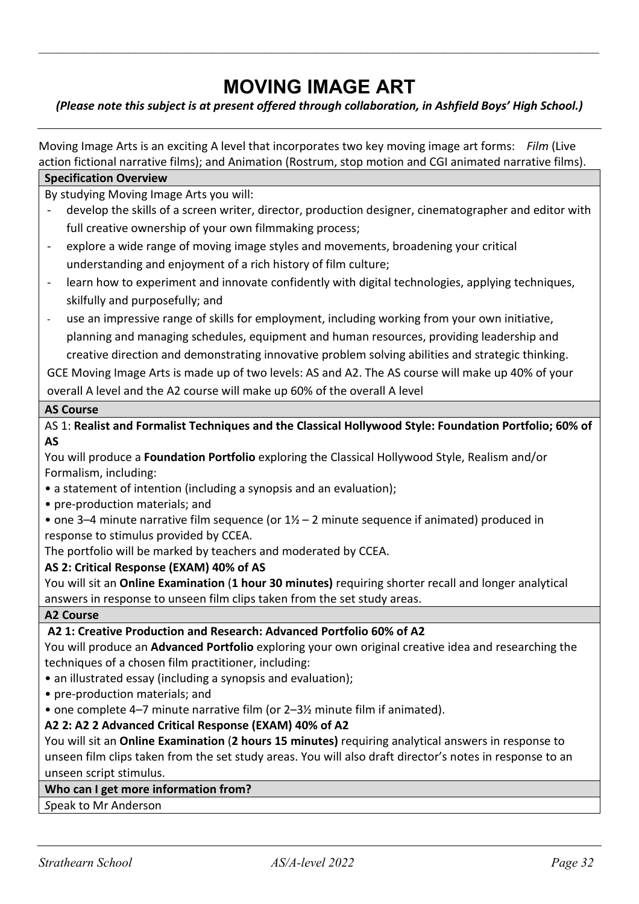# MOVING IMAGE ART

***(Please note this subject is at present offered through collaboration, in Ashfield Boys' High School.)***

Moving Image Arts is an exciting A level that incorporates two key moving image art forms: *Film* (Live action fictional narrative films); and Animation (Rostrum, stop motion and CGI animated narrative films).

**Specification Overview**

By studying Moving Image Arts you will:

- develop the skills of a screen writer, director, production designer, cinematographer and editor with full creative ownership of your own filmmaking process;
- explore a wide range of moving image styles and movements, broadening your critical understanding and enjoyment of a rich history of film culture;
- learn how to experiment and innovate confidently with digital technologies, applying techniques, skilfully and purposefully; and
- use an impressive range of skills for employment, including working from your own initiative, planning and managing schedules, equipment and human resources, providing leadership and creative direction and demonstrating innovative problem solving abilities and strategic thinking.

GCE Moving Image Arts is made up of two levels: AS and A2. The AS course will make up 40% of your overall A level and the A2 course will make up 60% of the overall A level

**AS Course**

AS 1: **Realist and Formalist Techniques and the Classical Hollywood Style: Foundation Portfolio; 60% of AS**

You will produce a **Foundation Portfolio** exploring the Classical Hollywood Style, Realism and/or Formalism, including:

- a statement of intention (including a synopsis and an evaluation);
- pre-production materials; and
- one 3–4 minute narrative film sequence (or 1½ – 2 minute sequence if animated) produced in response to stimulus provided by CCEA.

The portfolio will be marked by teachers and moderated by CCEA.

**AS 2: Critical Response (EXAM) 40% of AS**

You will sit an **Online Examination** (**1 hour 30 minutes)** requiring shorter recall and longer analytical answers in response to unseen film clips taken from the set study areas.

**A2 Course**

**A2 1: Creative Production and Research: Advanced Portfolio 60% of A2**

You will produce an **Advanced Portfolio** exploring your own original creative idea and researching the techniques of a chosen film practitioner, including:

- an illustrated essay (including a synopsis and evaluation);
- pre-production materials; and
- one complete 4–7 minute narrative film (or 2–3½ minute film if animated).

**A2 2: A2 2 Advanced Critical Response (EXAM) 40% of A2**

You will sit an **Online Examination** (**2 hours 15 minutes)** requiring analytical answers in response to unseen film clips taken from the set study areas. You will also draft director's notes in response to an unseen script stimulus.

**Who can I get more information from?**

*S*peak to Mr Anderson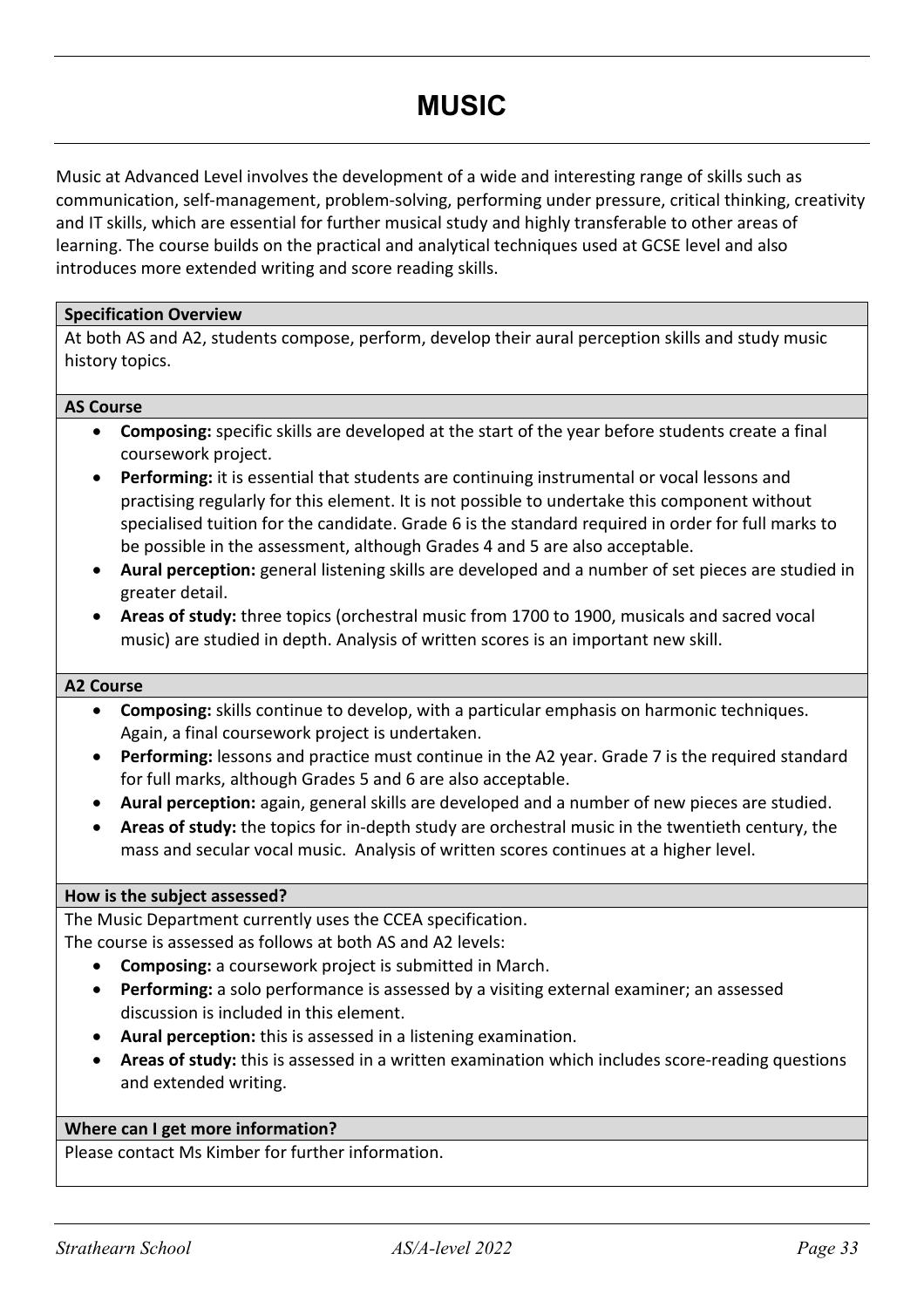# MUSIC

Music at Advanced Level involves the development of a wide and interesting range of skills such as communication, self-management, problem-solving, performing under pressure, critical thinking, creativity and IT skills, which are essential for further musical study and highly transferable to other areas of learning. The course builds on the practical and analytical techniques used at GCSE level and also introduces more extended writing and score reading skills.

### Specification Overview

At both AS and A2, students compose, perform, develop their aural perception skills and study music history topics.

### AS Course

- **Composing:** specific skills are developed at the start of the year before students create a final coursework project.
- **Performing:** it is essential that students are continuing instrumental or vocal lessons and practising regularly for this element. It is not possible to undertake this component without specialised tuition for the candidate. Grade 6 is the standard required in order for full marks to be possible in the assessment, although Grades 4 and 5 are also acceptable.
- **Aural perception:** general listening skills are developed and a number of set pieces are studied in greater detail.
- **Areas of study:** three topics (orchestral music from 1700 to 1900, musicals and sacred vocal music) are studied in depth. Analysis of written scores is an important new skill.

### A2 Course

- **Composing:** skills continue to develop, with a particular emphasis on harmonic techniques. Again, a final coursework project is undertaken.
- **Performing:** lessons and practice must continue in the A2 year. Grade 7 is the required standard for full marks, although Grades 5 and 6 are also acceptable.
- **Aural perception:** again, general skills are developed and a number of new pieces are studied.
- **Areas of study:** the topics for in-depth study are orchestral music in the twentieth century, the mass and secular vocal music. Analysis of written scores continues at a higher level.

### How is the subject assessed?

The Music Department currently uses the CCEA specification.
The course is assessed as follows at both AS and A2 levels:

- **Composing:** a coursework project is submitted in March.
- **Performing:** a solo performance is assessed by a visiting external examiner; an assessed discussion is included in this element.
- **Aural perception:** this is assessed in a listening examination.
- **Areas of study:** this is assessed in a written examination which includes score-reading questions and extended writing.

### Where can I get more information?

Please contact Ms Kimber for further information.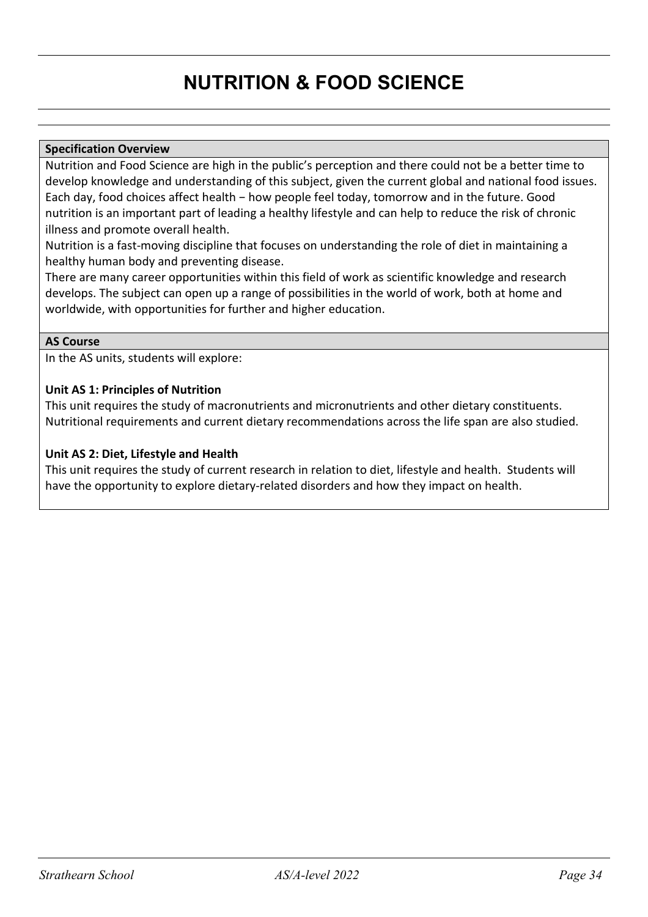# NUTRITION & FOOD SCIENCE

## Specification Overview

Nutrition and Food Science are high in the public's perception and there could not be a better time to develop knowledge and understanding of this subject, given the current global and national food issues. Each day, food choices affect health − how people feel today, tomorrow and in the future. Good nutrition is an important part of leading a healthy lifestyle and can help to reduce the risk of chronic illness and promote overall health.

Nutrition is a fast-moving discipline that focuses on understanding the role of diet in maintaining a healthy human body and preventing disease.

There are many career opportunities within this field of work as scientific knowledge and research develops. The subject can open up a range of possibilities in the world of work, both at home and worldwide, with opportunities for further and higher education.

## AS Course

In the AS units, students will explore:

**Unit AS 1: Principles of Nutrition**

This unit requires the study of macronutrients and micronutrients and other dietary constituents. Nutritional requirements and current dietary recommendations across the life span are also studied.

**Unit AS 2: Diet, Lifestyle and Health**

This unit requires the study of current research in relation to diet, lifestyle and health. Students will have the opportunity to explore dietary-related disorders and how they impact on health.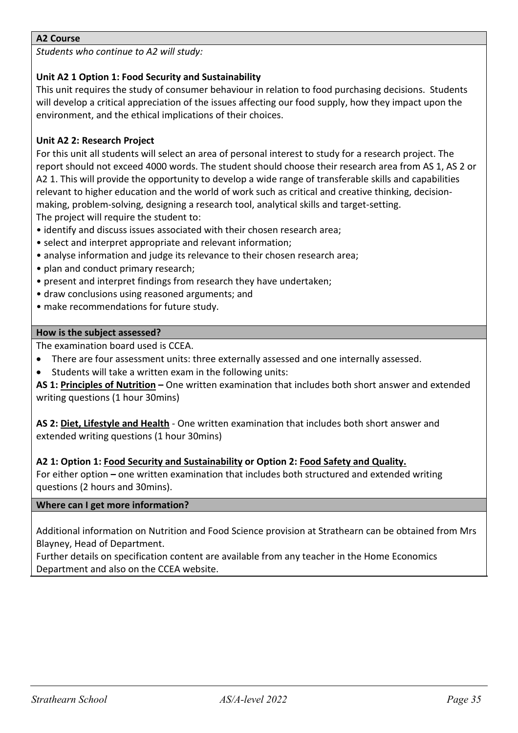## A2 Course

*Students who continue to A2 will study:*

**Unit A2 1 Option 1: Food Security and Sustainability**

This unit requires the study of consumer behaviour in relation to food purchasing decisions. Students will develop a critical appreciation of the issues affecting our food supply, how they impact upon the environment, and the ethical implications of their choices.

**Unit A2 2: Research Project**

For this unit all students will select an area of personal interest to study for a research project. The report should not exceed 4000 words. The student should choose their research area from AS 1, AS 2 or A2 1. This will provide the opportunity to develop a wide range of transferable skills and capabilities relevant to higher education and the world of work such as critical and creative thinking, decision-making, problem-solving, designing a research tool, analytical skills and target-setting.

The project will require the student to:

- identify and discuss issues associated with their chosen research area;
- select and interpret appropriate and relevant information;
- analyse information and judge its relevance to their chosen research area;
- plan and conduct primary research;
- present and interpret findings from research they have undertaken;
- draw conclusions using reasoned arguments; and
- make recommendations for future study.

## How is the subject assessed?

The examination board used is CCEA.

- There are four assessment units: three externally assessed and one internally assessed.
- Students will take a written exam in the following units:

**AS 1: <u>Principles of Nutrition</u> –** One written examination that includes both short answer and extended writing questions (1 hour 30mins)

**AS 2: <u>Diet, Lifestyle and Health</u>** - One written examination that includes both short answer and extended writing questions (1 hour 30mins)

**A2 1: Option 1: <u>Food Security and Sustainability</u> or Option 2: <u>Food Safety and Quality.</u>**

For either option **–** one written examination that includes both structured and extended writing questions (2 hours and 30mins).

## Where can I get more information?

Additional information on Nutrition and Food Science provision at Strathearn can be obtained from Mrs Blayney, Head of Department.

Further details on specification content are available from any teacher in the Home Economics Department and also on the CCEA website.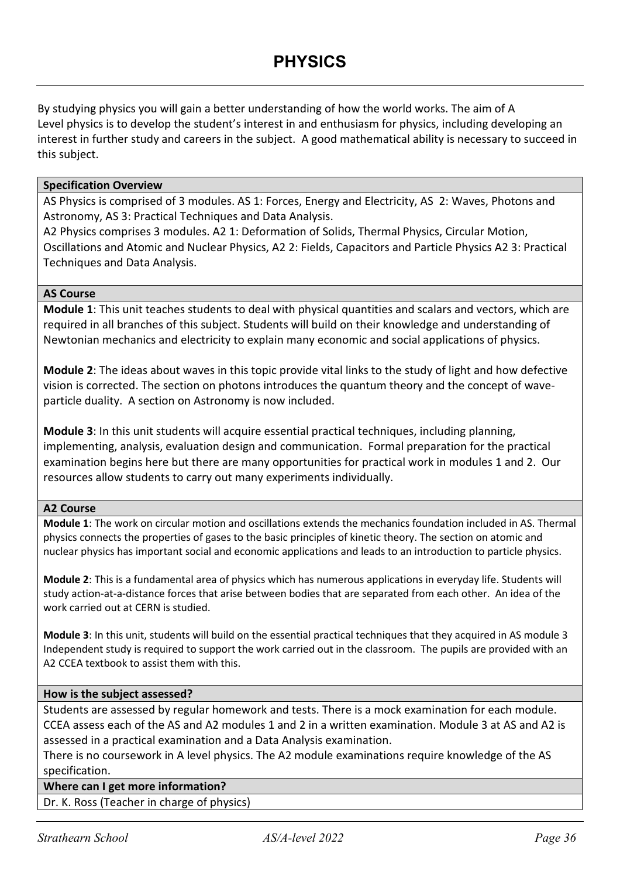# PHYSICS

By studying physics you will gain a better understanding of how the world works. The aim of A Level physics is to develop the student's interest in and enthusiasm for physics, including developing an interest in further study and careers in the subject. A good mathematical ability is necessary to succeed in this subject.

## Specification Overview

AS Physics is comprised of 3 modules. AS 1: Forces, Energy and Electricity, AS 2: Waves, Photons and Astronomy, AS 3: Practical Techniques and Data Analysis.

A2 Physics comprises 3 modules. A2 1: Deformation of Solids, Thermal Physics, Circular Motion, Oscillations and Atomic and Nuclear Physics, A2 2: Fields, Capacitors and Particle Physics A2 3: Practical Techniques and Data Analysis.

## AS Course

**Module 1**: This unit teaches students to deal with physical quantities and scalars and vectors, which are required in all branches of this subject. Students will build on their knowledge and understanding of Newtonian mechanics and electricity to explain many economic and social applications of physics.

**Module 2**: The ideas about waves in this topic provide vital links to the study of light and how defective vision is corrected. The section on photons introduces the quantum theory and the concept of wave-particle duality. A section on Astronomy is now included.

**Module 3**: In this unit students will acquire essential practical techniques, including planning, implementing, analysis, evaluation design and communication. Formal preparation for the practical examination begins here but there are many opportunities for practical work in modules 1 and 2. Our resources allow students to carry out many experiments individually.

## A2 Course

**Module 1**: The work on circular motion and oscillations extends the mechanics foundation included in AS. Thermal physics connects the properties of gases to the basic principles of kinetic theory. The section on atomic and nuclear physics has important social and economic applications and leads to an introduction to particle physics.

**Module 2**: This is a fundamental area of physics which has numerous applications in everyday life. Students will study action-at-a-distance forces that arise between bodies that are separated from each other. An idea of the work carried out at CERN is studied.

**Module 3**: In this unit, students will build on the essential practical techniques that they acquired in AS module 3 Independent study is required to support the work carried out in the classroom. The pupils are provided with an A2 CCEA textbook to assist them with this.

## How is the subject assessed?

Students are assessed by regular homework and tests. There is a mock examination for each module. CCEA assess each of the AS and A2 modules 1 and 2 in a written examination. Module 3 at AS and A2 is assessed in a practical examination and a Data Analysis examination.

There is no coursework in A level physics. The A2 module examinations require knowledge of the AS specification.

## Where can I get more information?

Dr. K. Ross (Teacher in charge of physics)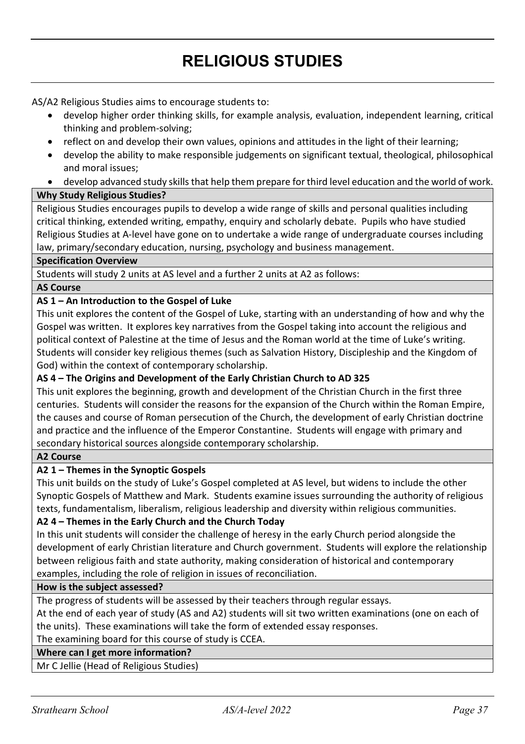# RELIGIOUS STUDIES

AS/A2 Religious Studies aims to encourage students to:

- develop higher order thinking skills, for example analysis, evaluation, independent learning, critical thinking and problem-solving;
- reflect on and develop their own values, opinions and attitudes in the light of their learning;
- develop the ability to make responsible judgements on significant textual, theological, philosophical and moral issues;
- develop advanced study skills that help them prepare for third level education and the world of work.

**Why Study Religious Studies?**

Religious Studies encourages pupils to develop a wide range of skills and personal qualities including critical thinking, extended writing, empathy, enquiry and scholarly debate. Pupils who have studied Religious Studies at A-level have gone on to undertake a wide range of undergraduate courses including law, primary/secondary education, nursing, psychology and business management.

**Specification Overview**

Students will study 2 units at AS level and a further 2 units at A2 as follows:

**AS Course**

**AS 1 – An Introduction to the Gospel of Luke**

This unit explores the content of the Gospel of Luke, starting with an understanding of how and why the Gospel was written. It explores key narratives from the Gospel taking into account the religious and political context of Palestine at the time of Jesus and the Roman world at the time of Luke's writing. Students will consider key religious themes (such as Salvation History, Discipleship and the Kingdom of God) within the context of contemporary scholarship.

**AS 4 – The Origins and Development of the Early Christian Church to AD 325**

This unit explores the beginning, growth and development of the Christian Church in the first three centuries. Students will consider the reasons for the expansion of the Church within the Roman Empire, the causes and course of Roman persecution of the Church, the development of early Christian doctrine and practice and the influence of the Emperor Constantine. Students will engage with primary and secondary historical sources alongside contemporary scholarship.

**A2 Course**

**A2 1 – Themes in the Synoptic Gospels**

This unit builds on the study of Luke's Gospel completed at AS level, but widens to include the other Synoptic Gospels of Matthew and Mark. Students examine issues surrounding the authority of religious texts, fundamentalism, liberalism, religious leadership and diversity within religious communities.

**A2 4 – Themes in the Early Church and the Church Today**

In this unit students will consider the challenge of heresy in the early Church period alongside the development of early Christian literature and Church government. Students will explore the relationship between religious faith and state authority, making consideration of historical and contemporary examples, including the role of religion in issues of reconciliation.

**How is the subject assessed?**

The progress of students will be assessed by their teachers through regular essays.

At the end of each year of study (AS and A2) students will sit two written examinations (one on each of the units). These examinations will take the form of extended essay responses.

The examining board for this course of study is CCEA.

**Where can I get more information?**

Mr C Jellie (Head of Religious Studies)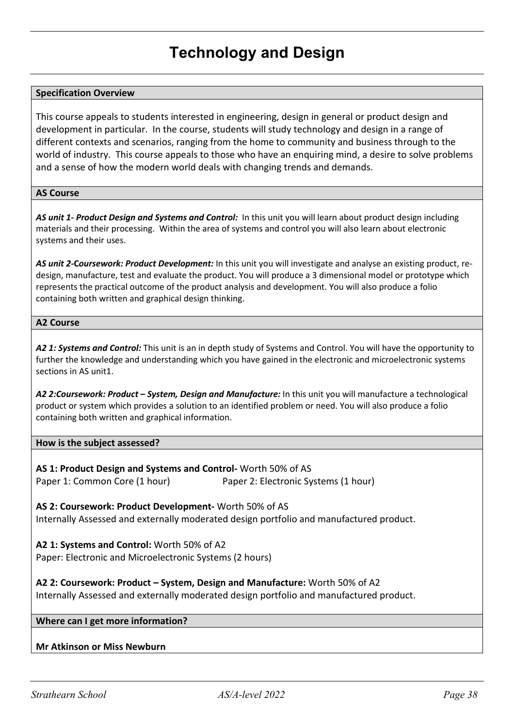# Technology and Design

## Specification Overview

This course appeals to students interested in engineering, design in general or product design and development in particular. In the course, students will study technology and design in a range of different contexts and scenarios, ranging from the home to community and business through to the world of industry. This course appeals to those who have an enquiring mind, a desire to solve problems and a sense of how the modern world deals with changing trends and demands.

## AS Course

***AS unit 1- Product Design and Systems and Control:*** In this unit you will learn about product design including materials and their processing. Within the area of systems and control you will also learn about electronic systems and their uses.

***AS unit 2-Coursework: Product Development:*** In this unit you will investigate and analyse an existing product, re-design, manufacture, test and evaluate the product. You will produce a 3 dimensional model or prototype which represents the practical outcome of the product analysis and development. You will also produce a folio containing both written and graphical design thinking.

## A2 Course

***A2 1: Systems and Control:*** This unit is an in depth study of Systems and Control. You will have the opportunity to further the knowledge and understanding which you have gained in the electronic and microelectronic systems sections in AS unit1.

***A2 2:Coursework: Product – System, Design and Manufacture:*** In this unit you will manufacture a technological product or system which provides a solution to an identified problem or need. You will also produce a folio containing both written and graphical information.

## How is the subject assessed?

**AS 1: Product Design and Systems and Control-** Worth 50% of AS
Paper 1: Common Core (1 hour) Paper 2: Electronic Systems (1 hour)

**AS 2: Coursework: Product Development-** Worth 50% of AS
Internally Assessed and externally moderated design portfolio and manufactured product.

**A2 1: Systems and Control:** Worth 50% of A2
Paper: Electronic and Microelectronic Systems (2 hours)

**A2 2: Coursework: Product – System, Design and Manufacture:** Worth 50% of A2
Internally Assessed and externally moderated design portfolio and manufactured product.

## Where can I get more information?

**Mr Atkinson or Miss Newburn**